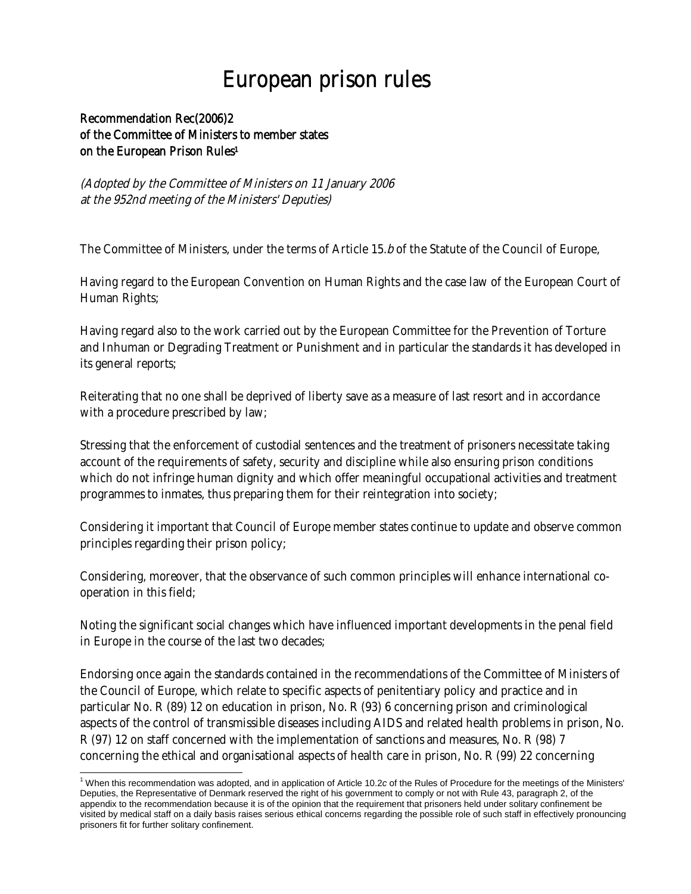# European prison rules

**Recommendation Rec(2006)2**
**of the Committee of Ministers to member states**
**on the European Prison Rules[1]**

*(Adopted by the Committee of Ministers on 11 January 2006*
*at the 952nd meeting of the Ministers' Deputies)*

The Committee of Ministers, under the terms of Article 15.*b* of the Statute of the Council of Europe,

Having regard to the European Convention on Human Rights and the case law of the European Court of Human Rights;

Having regard also to the work carried out by the European Committee for the Prevention of Torture and Inhuman or Degrading Treatment or Punishment and in particular the standards it has developed in its general reports;

Reiterating that no one shall be deprived of liberty save as a measure of last resort and in accordance with a procedure prescribed by law;

Stressing that the enforcement of custodial sentences and the treatment of prisoners necessitate taking account of the requirements of safety, security and discipline while also ensuring prison conditions which do not infringe human dignity and which offer meaningful occupational activities and treatment programmes to inmates, thus preparing them for their reintegration into society;

Considering it important that Council of Europe member states continue to update and observe common principles regarding their prison policy;

Considering, moreover, that the observance of such common principles will enhance international co-operation in this field;

Noting the significant social changes which have influenced important developments in the penal field in Europe in the course of the last two decades;

Endorsing once again the standards contained in the recommendations of the Committee of Ministers of the Council of Europe, which relate to specific aspects of penitentiary policy and practice and in particular No. R (89) 12 on education in prison, No. R (93) 6 concerning prison and criminological aspects of the control of transmissible diseases including AIDS and related health problems in prison, No. R (97) 12 on staff concerned with the implementation of sanctions and measures, No. R (98) 7 concerning the ethical and organisational aspects of health care in prison, No. R (99) 22 concerning

[1] When this recommendation was adopted, and in application of Article 10.2*c* of the Rules of Procedure for the meetings of the Ministers' Deputies, the Representative of Denmark reserved the right of his government to comply or not with Rule 43, paragraph 2, of the appendix to the recommendation because it is of the opinion that the requirement that prisoners held under solitary confinement be visited by medical staff on a daily basis raises serious ethical concerns regarding the possible role of such staff in effectively pronouncing prisoners fit for further solitary confinement.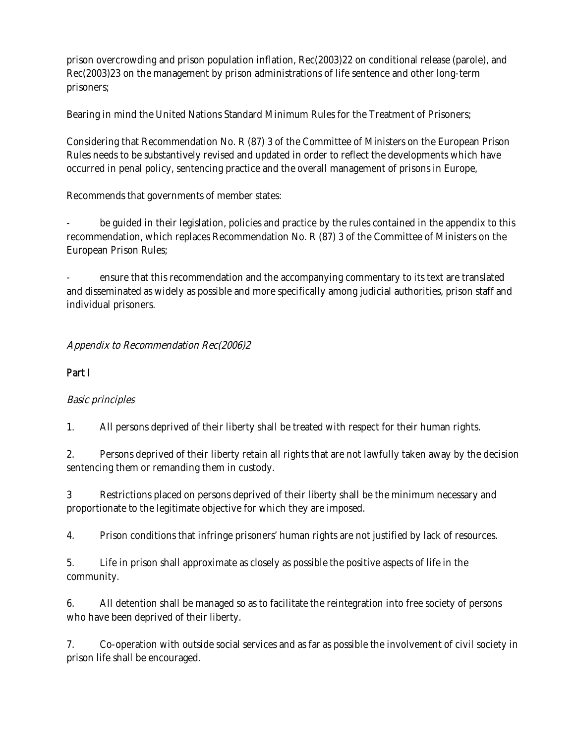prison overcrowding and prison population inflation, Rec(2003)22 on conditional release (parole), and Rec(2003)23 on the management by prison administrations of life sentence and other long-term prisoners;

Bearing in mind the United Nations Standard Minimum Rules for the Treatment of Prisoners;

Considering that Recommendation No. R (87) 3 of the Committee of Ministers on the European Prison Rules needs to be substantively revised and updated in order to reflect the developments which have occurred in penal policy, sentencing practice and the overall management of prisons in Europe,

Recommends that governments of member states:

- be guided in their legislation, policies and practice by the rules contained in the appendix to this recommendation, which replaces Recommendation No. R (87) 3 of the Committee of Ministers on the European Prison Rules;

- ensure that this recommendation and the accompanying commentary to its text are translated and disseminated as widely as possible and more specifically among judicial authorities, prison staff and individual prisoners.

*Appendix to Recommendation Rec(2006)2*

## Part I

*Basic principles*

1. All persons deprived of their liberty shall be treated with respect for their human rights.

2. Persons deprived of their liberty retain all rights that are not lawfully taken away by the decision sentencing them or remanding them in custody.

3 Restrictions placed on persons deprived of their liberty shall be the minimum necessary and proportionate to the legitimate objective for which they are imposed.

4. Prison conditions that infringe prisoners' human rights are not justified by lack of resources.

5. Life in prison shall approximate as closely as possible the positive aspects of life in the community.

6. All detention shall be managed so as to facilitate the reintegration into free society of persons who have been deprived of their liberty.

7. Co-operation with outside social services and as far as possible the involvement of civil society in prison life shall be encouraged.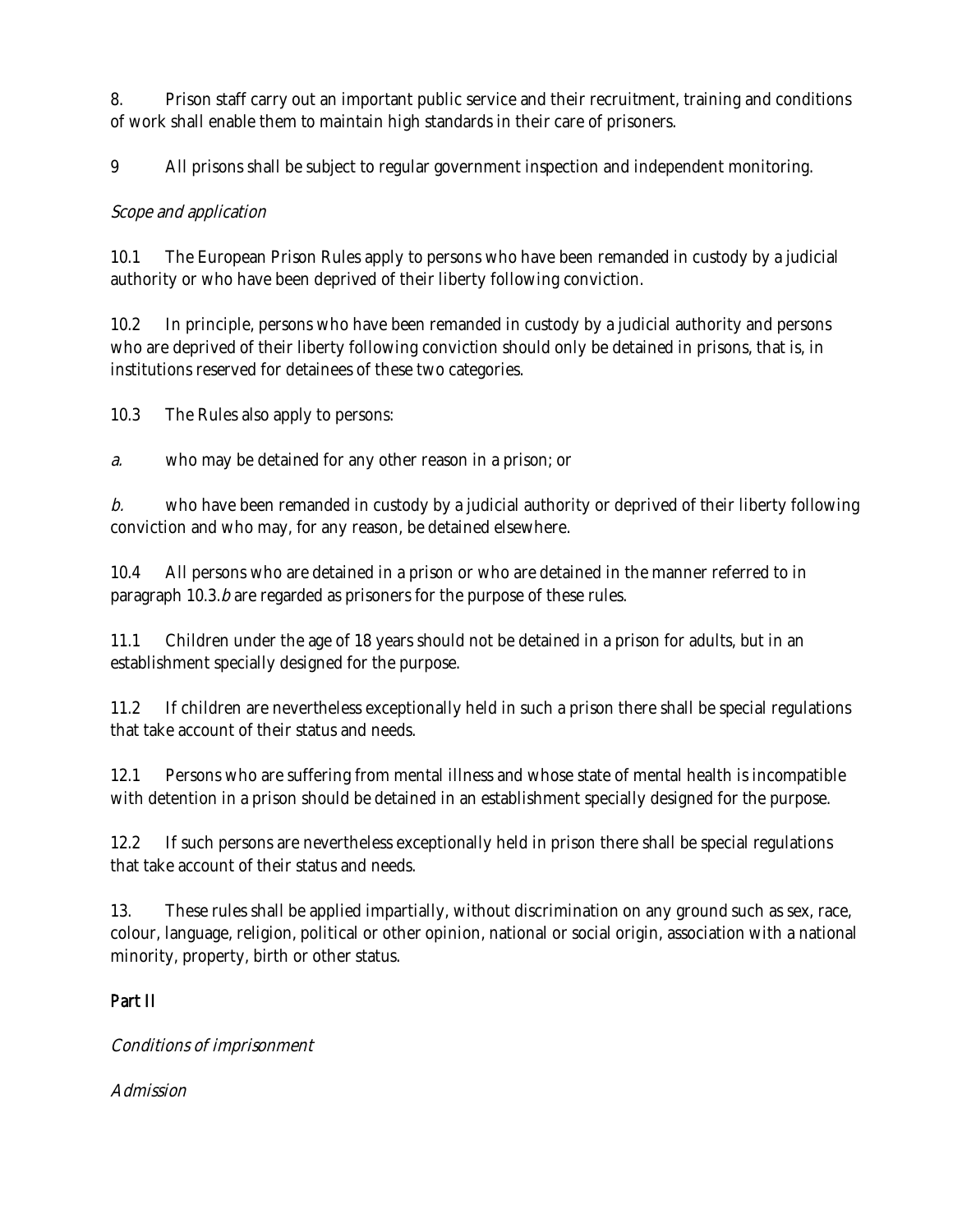8. Prison staff carry out an important public service and their recruitment, training and conditions of work shall enable them to maintain high standards in their care of prisoners.

9 All prisons shall be subject to regular government inspection and independent monitoring.

*Scope and application*

10.1 The European Prison Rules apply to persons who have been remanded in custody by a judicial authority or who have been deprived of their liberty following conviction.

10.2 In principle, persons who have been remanded in custody by a judicial authority and persons who are deprived of their liberty following conviction should only be detained in prisons, that is, in institutions reserved for detainees of these two categories.

10.3 The Rules also apply to persons:

*a.* who may be detained for any other reason in a prison; or

*b.* who have been remanded in custody by a judicial authority or deprived of their liberty following conviction and who may, for any reason, be detained elsewhere.

10.4 All persons who are detained in a prison or who are detained in the manner referred to in paragraph 10.3.*b* are regarded as prisoners for the purpose of these rules.

11.1 Children under the age of 18 years should not be detained in a prison for adults, but in an establishment specially designed for the purpose.

11.2 If children are nevertheless exceptionally held in such a prison there shall be special regulations that take account of their status and needs.

12.1 Persons who are suffering from mental illness and whose state of mental health is incompatible with detention in a prison should be detained in an establishment specially designed for the purpose.

12.2 If such persons are nevertheless exceptionally held in prison there shall be special regulations that take account of their status and needs.

13. These rules shall be applied impartially, without discrimination on any ground such as sex, race, colour, language, religion, political or other opinion, national or social origin, association with a national minority, property, birth or other status.

## Part II

*Conditions of imprisonment*

*Admission*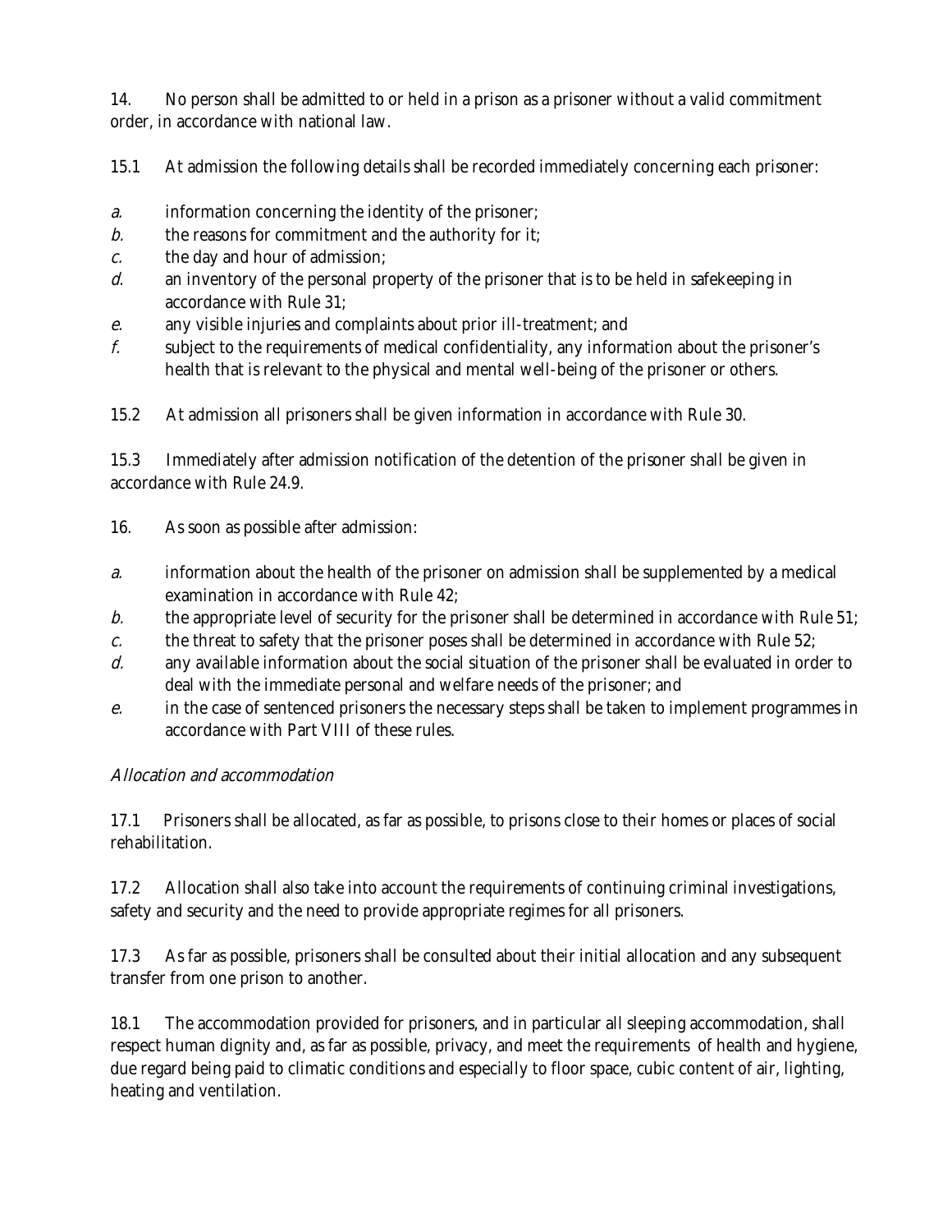14. No person shall be admitted to or held in a prison as a prisoner without a valid commitment order, in accordance with national law.

15.1 At admission the following details shall be recorded immediately concerning each prisoner:

*a.* information concerning the identity of the prisoner;
*b.* the reasons for commitment and the authority for it;
*c.* the day and hour of admission;
*d.* an inventory of the personal property of the prisoner that is to be held in safekeeping in accordance with Rule 31;
*e.* any visible injuries and complaints about prior ill-treatment; and
*f.* subject to the requirements of medical confidentiality, any information about the prisoner's health that is relevant to the physical and mental well-being of the prisoner or others.

15.2 At admission all prisoners shall be given information in accordance with Rule 30.

15.3 Immediately after admission notification of the detention of the prisoner shall be given in accordance with Rule 24.9.

16. As soon as possible after admission:

*a.* information about the health of the prisoner on admission shall be supplemented by a medical examination in accordance with Rule 42;
*b.* the appropriate level of security for the prisoner shall be determined in accordance with Rule 51;
*c.* the threat to safety that the prisoner poses shall be determined in accordance with Rule 52;
*d.* any available information about the social situation of the prisoner shall be evaluated in order to deal with the immediate personal and welfare needs of the prisoner; and
*e.* in the case of sentenced prisoners the necessary steps shall be taken to implement programmes in accordance with Part VIII of these rules.

*Allocation and accommodation*

17.1 Prisoners shall be allocated, as far as possible, to prisons close to their homes or places of social rehabilitation.

17.2 Allocation shall also take into account the requirements of continuing criminal investigations, safety and security and the need to provide appropriate regimes for all prisoners.

17.3 As far as possible, prisoners shall be consulted about their initial allocation and any subsequent transfer from one prison to another.

18.1 The accommodation provided for prisoners, and in particular all sleeping accommodation, shall respect human dignity and, as far as possible, privacy, and meet the requirements of health and hygiene, due regard being paid to climatic conditions and especially to floor space, cubic content of air, lighting, heating and ventilation.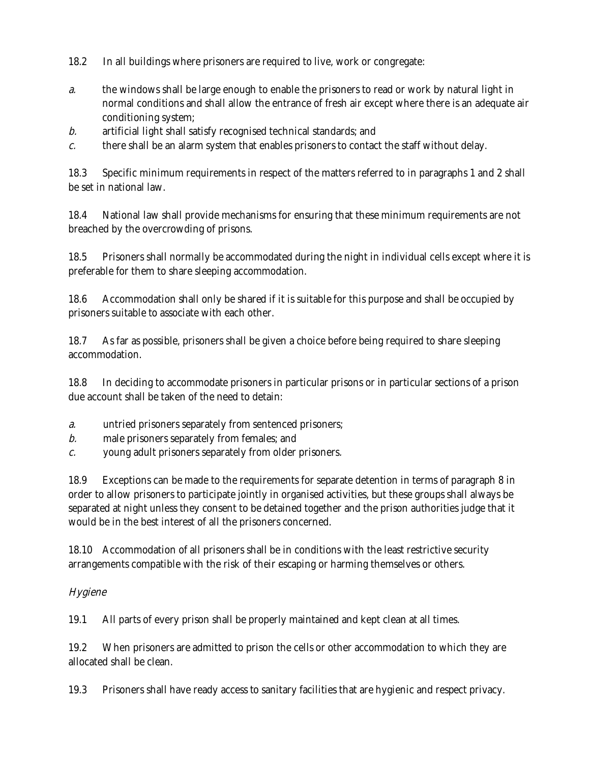18.2 In all buildings where prisoners are required to live, work or congregate:

*a.* the windows shall be large enough to enable the prisoners to read or work by natural light in normal conditions and shall allow the entrance of fresh air except where there is an adequate air conditioning system;

*b.* artificial light shall satisfy recognised technical standards; and

*c.* there shall be an alarm system that enables prisoners to contact the staff without delay.

18.3 Specific minimum requirements in respect of the matters referred to in paragraphs 1 and 2 shall be set in national law.

18.4 National law shall provide mechanisms for ensuring that these minimum requirements are not breached by the overcrowding of prisons.

18.5 Prisoners shall normally be accommodated during the night in individual cells except where it is preferable for them to share sleeping accommodation.

18.6 Accommodation shall only be shared if it is suitable for this purpose and shall be occupied by prisoners suitable to associate with each other.

18.7 As far as possible, prisoners shall be given a choice before being required to share sleeping accommodation.

18.8 In deciding to accommodate prisoners in particular prisons or in particular sections of a prison due account shall be taken of the need to detain:

*a.* untried prisoners separately from sentenced prisoners;

*b.* male prisoners separately from females; and

*c.* young adult prisoners separately from older prisoners.

18.9 Exceptions can be made to the requirements for separate detention in terms of paragraph 8 in order to allow prisoners to participate jointly in organised activities, but these groups shall always be separated at night unless they consent to be detained together and the prison authorities judge that it would be in the best interest of all the prisoners concerned.

18.10 Accommodation of all prisoners shall be in conditions with the least restrictive security arrangements compatible with the risk of their escaping or harming themselves or others.

*Hygiene*

19.1 All parts of every prison shall be properly maintained and kept clean at all times.

19.2 When prisoners are admitted to prison the cells or other accommodation to which they are allocated shall be clean.

19.3 Prisoners shall have ready access to sanitary facilities that are hygienic and respect privacy.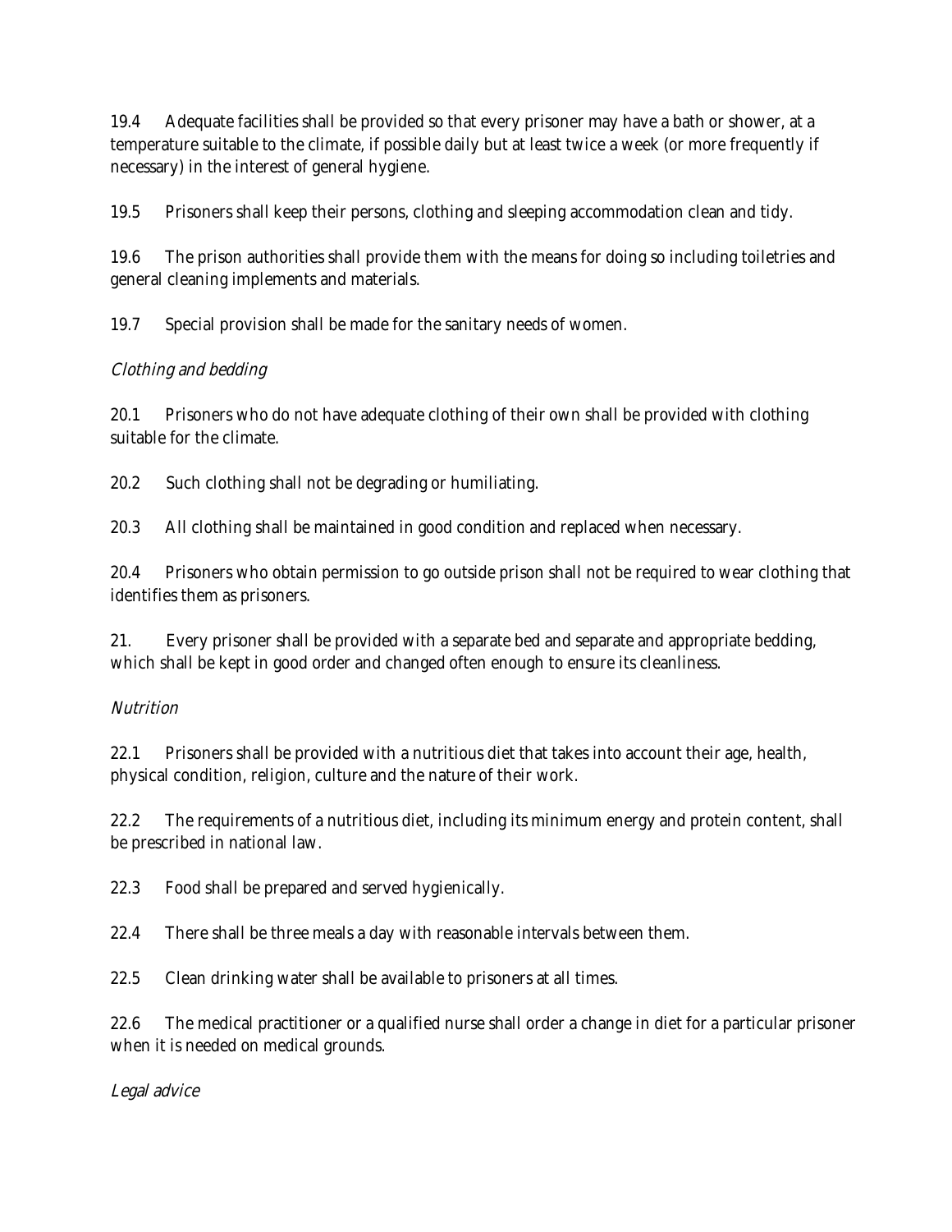19.4 Adequate facilities shall be provided so that every prisoner may have a bath or shower, at a temperature suitable to the climate, if possible daily but at least twice a week (or more frequently if necessary) in the interest of general hygiene.

19.5 Prisoners shall keep their persons, clothing and sleeping accommodation clean and tidy.

19.6 The prison authorities shall provide them with the means for doing so including toiletries and general cleaning implements and materials.

19.7 Special provision shall be made for the sanitary needs of women.

*Clothing and bedding*

20.1 Prisoners who do not have adequate clothing of their own shall be provided with clothing suitable for the climate.

20.2 Such clothing shall not be degrading or humiliating.

20.3 All clothing shall be maintained in good condition and replaced when necessary.

20.4 Prisoners who obtain permission to go outside prison shall not be required to wear clothing that identifies them as prisoners.

21. Every prisoner shall be provided with a separate bed and separate and appropriate bedding, which shall be kept in good order and changed often enough to ensure its cleanliness.

*Nutrition*

22.1 Prisoners shall be provided with a nutritious diet that takes into account their age, health, physical condition, religion, culture and the nature of their work.

22.2 The requirements of a nutritious diet, including its minimum energy and protein content, shall be prescribed in national law.

22.3 Food shall be prepared and served hygienically.

22.4 There shall be three meals a day with reasonable intervals between them.

22.5 Clean drinking water shall be available to prisoners at all times.

22.6 The medical practitioner or a qualified nurse shall order a change in diet for a particular prisoner when it is needed on medical grounds.

*Legal advice*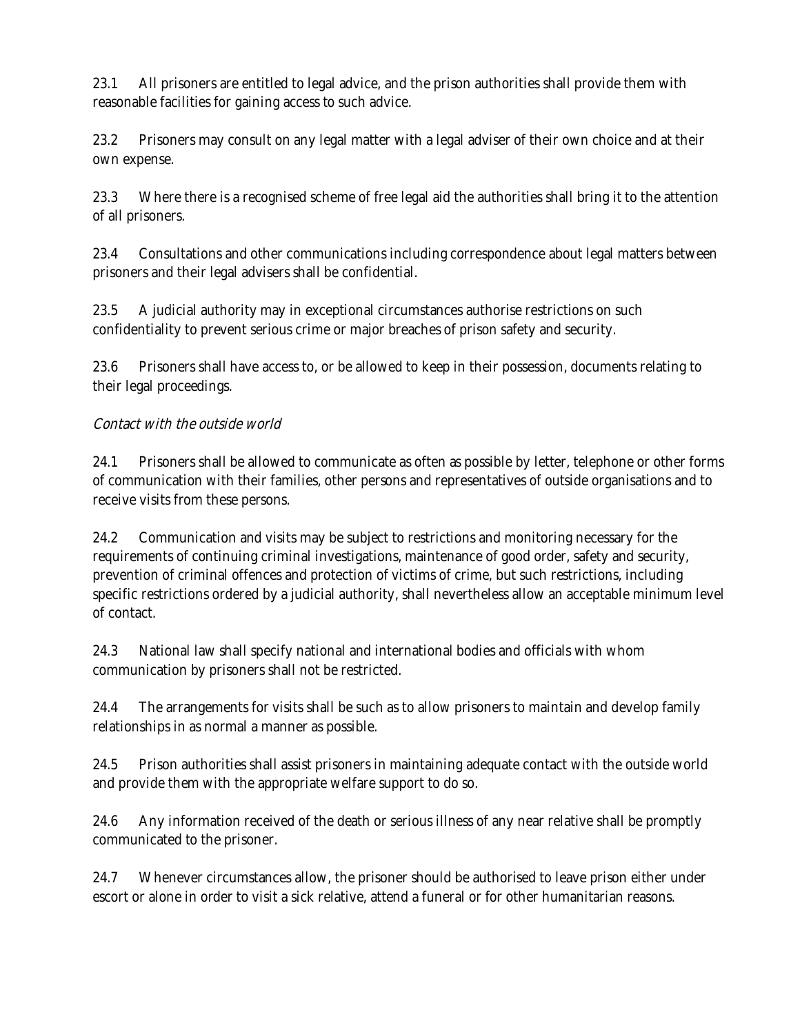23.1 All prisoners are entitled to legal advice, and the prison authorities shall provide them with reasonable facilities for gaining access to such advice.

23.2 Prisoners may consult on any legal matter with a legal adviser of their own choice and at their own expense.

23.3 Where there is a recognised scheme of free legal aid the authorities shall bring it to the attention of all prisoners.

23.4 Consultations and other communications including correspondence about legal matters between prisoners and their legal advisers shall be confidential.

23.5 A judicial authority may in exceptional circumstances authorise restrictions on such confidentiality to prevent serious crime or major breaches of prison safety and security.

23.6 Prisoners shall have access to, or be allowed to keep in their possession, documents relating to their legal proceedings.

*Contact with the outside world*

24.1 Prisoners shall be allowed to communicate as often as possible by letter, telephone or other forms of communication with their families, other persons and representatives of outside organisations and to receive visits from these persons.

24.2 Communication and visits may be subject to restrictions and monitoring necessary for the requirements of continuing criminal investigations, maintenance of good order, safety and security, prevention of criminal offences and protection of victims of crime, but such restrictions, including specific restrictions ordered by a judicial authority, shall nevertheless allow an acceptable minimum level of contact.

24.3 National law shall specify national and international bodies and officials with whom communication by prisoners shall not be restricted.

24.4 The arrangements for visits shall be such as to allow prisoners to maintain and develop family relationships in as normal a manner as possible.

24.5 Prison authorities shall assist prisoners in maintaining adequate contact with the outside world and provide them with the appropriate welfare support to do so.

24.6 Any information received of the death or serious illness of any near relative shall be promptly communicated to the prisoner.

24.7 Whenever circumstances allow, the prisoner should be authorised to leave prison either under escort or alone in order to visit a sick relative, attend a funeral or for other humanitarian reasons.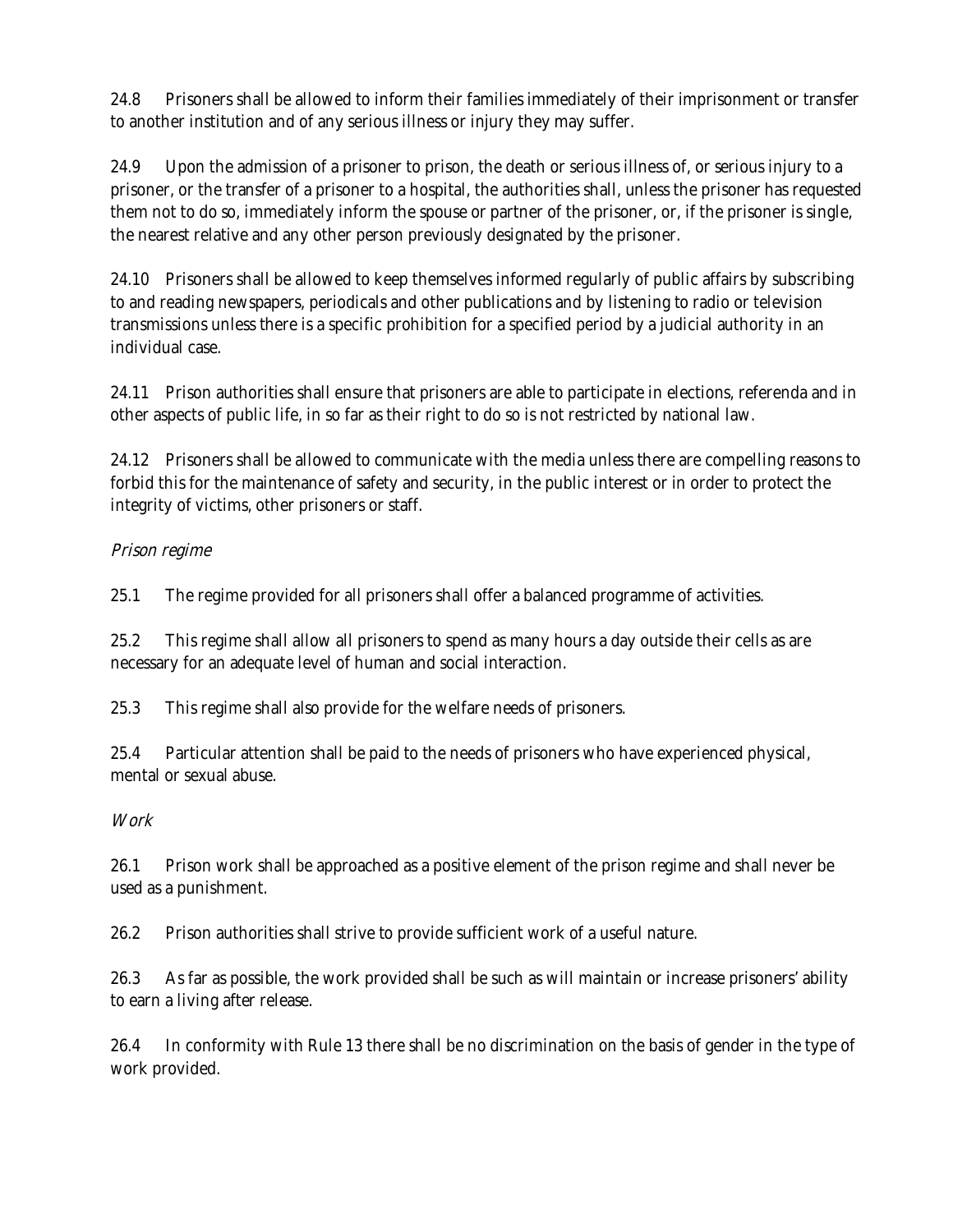24.8 Prisoners shall be allowed to inform their families immediately of their imprisonment or transfer to another institution and of any serious illness or injury they may suffer.

24.9 Upon the admission of a prisoner to prison, the death or serious illness of, or serious injury to a prisoner, or the transfer of a prisoner to a hospital, the authorities shall, unless the prisoner has requested them not to do so, immediately inform the spouse or partner of the prisoner, or, if the prisoner is single, the nearest relative and any other person previously designated by the prisoner.

24.10 Prisoners shall be allowed to keep themselves informed regularly of public affairs by subscribing to and reading newspapers, periodicals and other publications and by listening to radio or television transmissions unless there is a specific prohibition for a specified period by a judicial authority in an individual case.

24.11 Prison authorities shall ensure that prisoners are able to participate in elections, referenda and in other aspects of public life, in so far as their right to do so is not restricted by national law.

24.12 Prisoners shall be allowed to communicate with the media unless there are compelling reasons to forbid this for the maintenance of safety and security, in the public interest or in order to protect the integrity of victims, other prisoners or staff.

*Prison regime*

25.1 The regime provided for all prisoners shall offer a balanced programme of activities.

25.2 This regime shall allow all prisoners to spend as many hours a day outside their cells as are necessary for an adequate level of human and social interaction.

25.3 This regime shall also provide for the welfare needs of prisoners.

25.4 Particular attention shall be paid to the needs of prisoners who have experienced physical, mental or sexual abuse.

*Work*

26.1 Prison work shall be approached as a positive element of the prison regime and shall never be used as a punishment.

26.2 Prison authorities shall strive to provide sufficient work of a useful nature.

26.3 As far as possible, the work provided shall be such as will maintain or increase prisoners' ability to earn a living after release.

26.4 In conformity with Rule 13 there shall be no discrimination on the basis of gender in the type of work provided.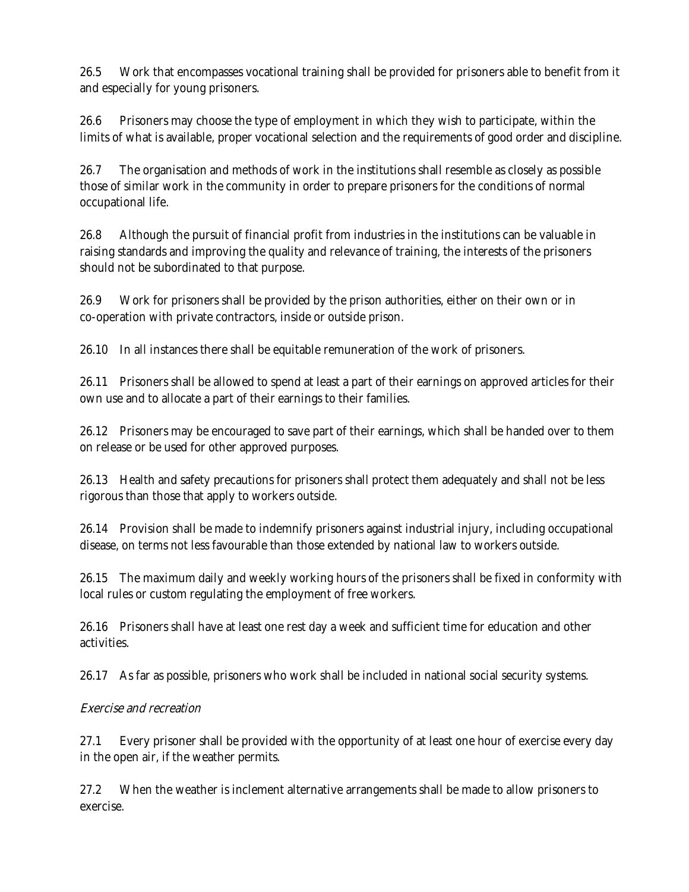26.5 Work that encompasses vocational training shall be provided for prisoners able to benefit from it and especially for young prisoners.

26.6 Prisoners may choose the type of employment in which they wish to participate, within the limits of what is available, proper vocational selection and the requirements of good order and discipline.

26.7 The organisation and methods of work in the institutions shall resemble as closely as possible those of similar work in the community in order to prepare prisoners for the conditions of normal occupational life.

26.8 Although the pursuit of financial profit from industries in the institutions can be valuable in raising standards and improving the quality and relevance of training, the interests of the prisoners should not be subordinated to that purpose.

26.9 Work for prisoners shall be provided by the prison authorities, either on their own or in co-operation with private contractors, inside or outside prison.

26.10 In all instances there shall be equitable remuneration of the work of prisoners.

26.11 Prisoners shall be allowed to spend at least a part of their earnings on approved articles for their own use and to allocate a part of their earnings to their families.

26.12 Prisoners may be encouraged to save part of their earnings, which shall be handed over to them on release or be used for other approved purposes.

26.13 Health and safety precautions for prisoners shall protect them adequately and shall not be less rigorous than those that apply to workers outside.

26.14 Provision shall be made to indemnify prisoners against industrial injury, including occupational disease, on terms not less favourable than those extended by national law to workers outside.

26.15 The maximum daily and weekly working hours of the prisoners shall be fixed in conformity with local rules or custom regulating the employment of free workers.

26.16 Prisoners shall have at least one rest day a week and sufficient time for education and other activities.

26.17 As far as possible, prisoners who work shall be included in national social security systems.

*Exercise and recreation*

27.1 Every prisoner shall be provided with the opportunity of at least one hour of exercise every day in the open air, if the weather permits.

27.2 When the weather is inclement alternative arrangements shall be made to allow prisoners to exercise.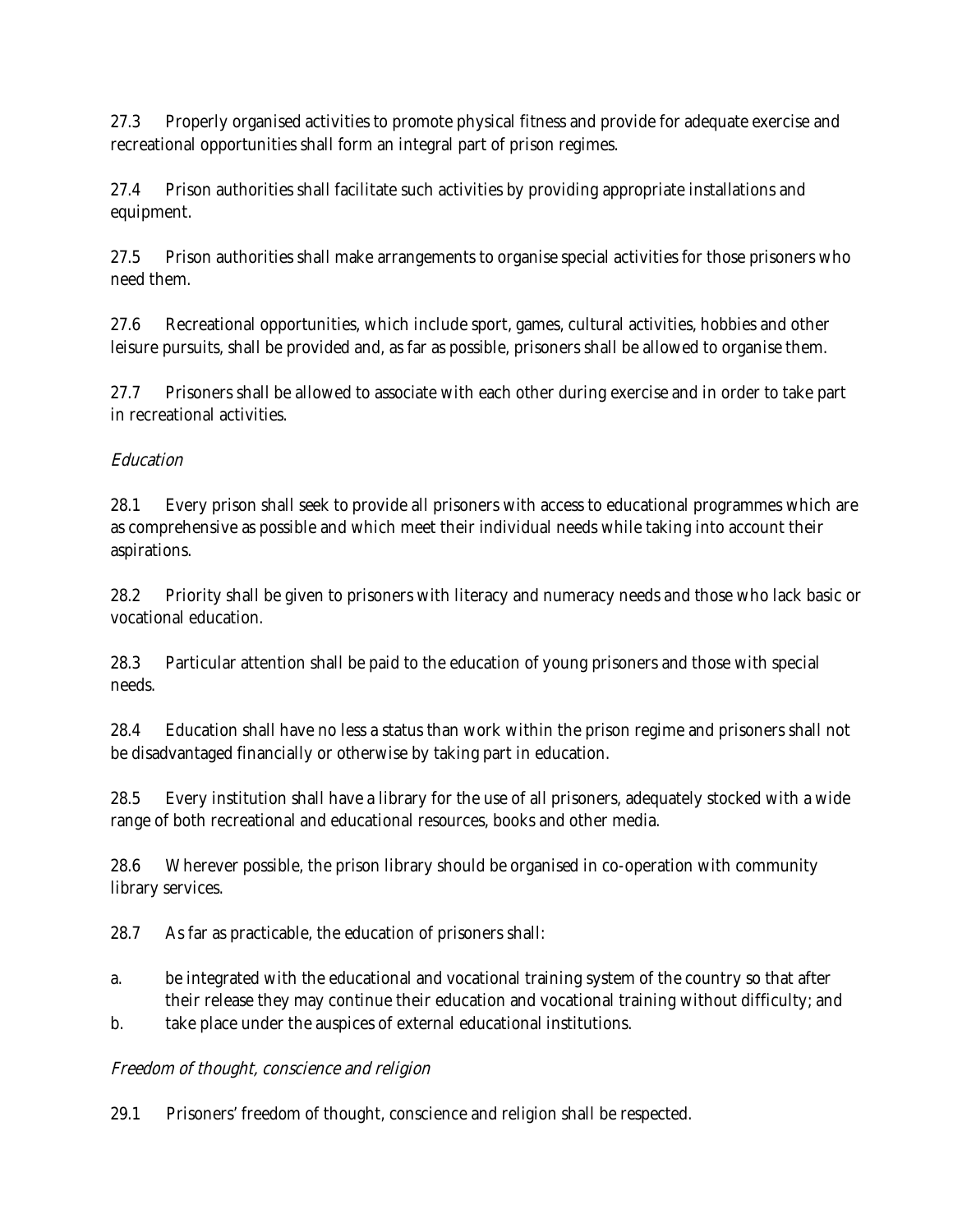27.3 Properly organised activities to promote physical fitness and provide for adequate exercise and recreational opportunities shall form an integral part of prison regimes.

27.4 Prison authorities shall facilitate such activities by providing appropriate installations and equipment.

27.5 Prison authorities shall make arrangements to organise special activities for those prisoners who need them.

27.6 Recreational opportunities, which include sport, games, cultural activities, hobbies and other leisure pursuits, shall be provided and, as far as possible, prisoners shall be allowed to organise them.

27.7 Prisoners shall be allowed to associate with each other during exercise and in order to take part in recreational activities.

*Education*

28.1 Every prison shall seek to provide all prisoners with access to educational programmes which are as comprehensive as possible and which meet their individual needs while taking into account their aspirations.

28.2 Priority shall be given to prisoners with literacy and numeracy needs and those who lack basic or vocational education.

28.3 Particular attention shall be paid to the education of young prisoners and those with special needs.

28.4 Education shall have no less a status than work within the prison regime and prisoners shall not be disadvantaged financially or otherwise by taking part in education.

28.5 Every institution shall have a library for the use of all prisoners, adequately stocked with a wide range of both recreational and educational resources, books and other media.

28.6 Wherever possible, the prison library should be organised in co-operation with community library services.

28.7 As far as practicable, the education of prisoners shall:

a. be integrated with the educational and vocational training system of the country so that after their release they may continue their education and vocational training without difficulty; and
b. take place under the auspices of external educational institutions.

*Freedom of thought, conscience and religion*

29.1 Prisoners' freedom of thought, conscience and religion shall be respected.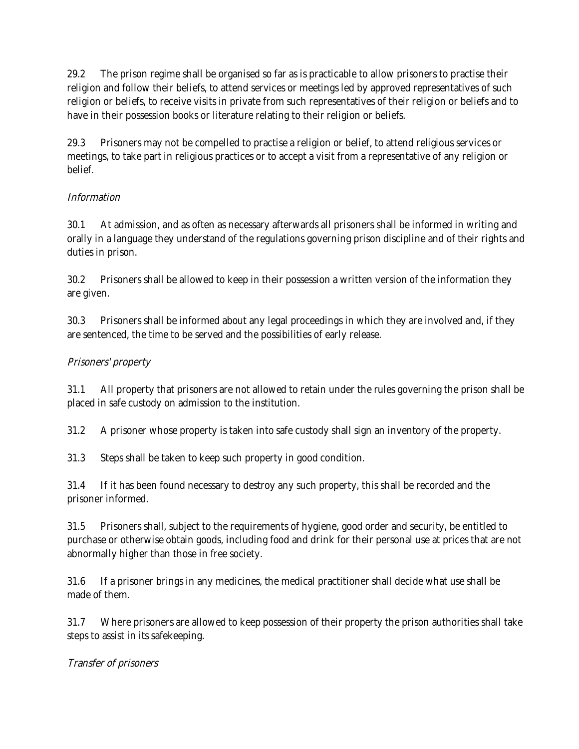29.2 The prison regime shall be organised so far as is practicable to allow prisoners to practise their religion and follow their beliefs, to attend services or meetings led by approved representatives of such religion or beliefs, to receive visits in private from such representatives of their religion or beliefs and to have in their possession books or literature relating to their religion or beliefs.

29.3 Prisoners may not be compelled to practise a religion or belief, to attend religious services or meetings, to take part in religious practices or to accept a visit from a representative of any religion or belief.

*Information*

30.1 At admission, and as often as necessary afterwards all prisoners shall be informed in writing and orally in a language they understand of the regulations governing prison discipline and of their rights and duties in prison.

30.2 Prisoners shall be allowed to keep in their possession a written version of the information they are given.

30.3 Prisoners shall be informed about any legal proceedings in which they are involved and, if they are sentenced, the time to be served and the possibilities of early release.

*Prisoners' property*

31.1 All property that prisoners are not allowed to retain under the rules governing the prison shall be placed in safe custody on admission to the institution.

31.2 A prisoner whose property is taken into safe custody shall sign an inventory of the property.

31.3 Steps shall be taken to keep such property in good condition.

31.4 If it has been found necessary to destroy any such property, this shall be recorded and the prisoner informed.

31.5 Prisoners shall, subject to the requirements of hygiene, good order and security, be entitled to purchase or otherwise obtain goods, including food and drink for their personal use at prices that are not abnormally higher than those in free society.

31.6 If a prisoner brings in any medicines, the medical practitioner shall decide what use shall be made of them.

31.7 Where prisoners are allowed to keep possession of their property the prison authorities shall take steps to assist in its safekeeping.

*Transfer of prisoners*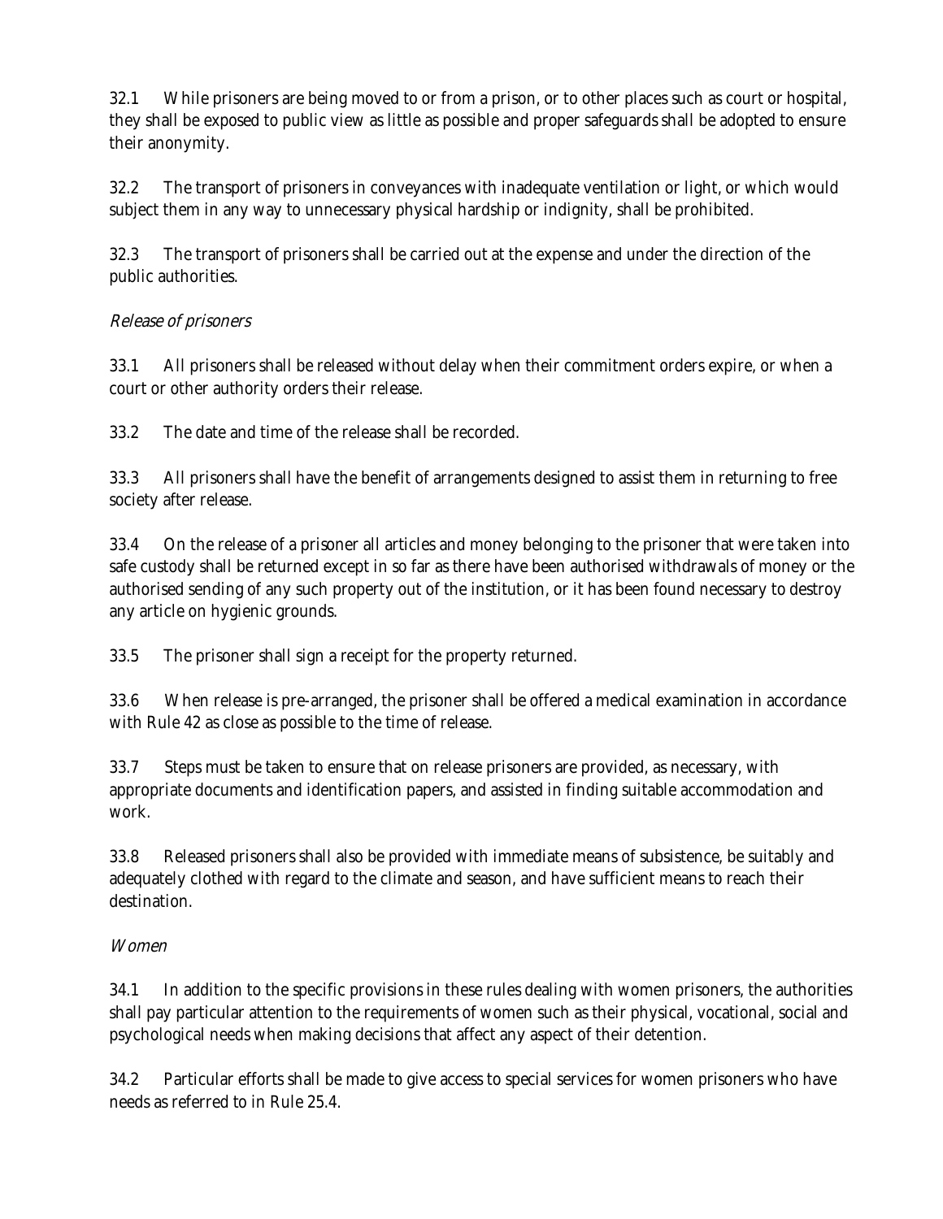32.1 While prisoners are being moved to or from a prison, or to other places such as court or hospital, they shall be exposed to public view as little as possible and proper safeguards shall be adopted to ensure their anonymity.

32.2 The transport of prisoners in conveyances with inadequate ventilation or light, or which would subject them in any way to unnecessary physical hardship or indignity, shall be prohibited.

32.3 The transport of prisoners shall be carried out at the expense and under the direction of the public authorities.

*Release of prisoners*

33.1 All prisoners shall be released without delay when their commitment orders expire, or when a court or other authority orders their release.

33.2 The date and time of the release shall be recorded.

33.3 All prisoners shall have the benefit of arrangements designed to assist them in returning to free society after release.

33.4 On the release of a prisoner all articles and money belonging to the prisoner that were taken into safe custody shall be returned except in so far as there have been authorised withdrawals of money or the authorised sending of any such property out of the institution, or it has been found necessary to destroy any article on hygienic grounds.

33.5 The prisoner shall sign a receipt for the property returned.

33.6 When release is pre-arranged, the prisoner shall be offered a medical examination in accordance with Rule 42 as close as possible to the time of release.

33.7 Steps must be taken to ensure that on release prisoners are provided, as necessary, with appropriate documents and identification papers, and assisted in finding suitable accommodation and work.

33.8 Released prisoners shall also be provided with immediate means of subsistence, be suitably and adequately clothed with regard to the climate and season, and have sufficient means to reach their destination.

*Women*

34.1 In addition to the specific provisions in these rules dealing with women prisoners, the authorities shall pay particular attention to the requirements of women such as their physical, vocational, social and psychological needs when making decisions that affect any aspect of their detention.

34.2 Particular efforts shall be made to give access to special services for women prisoners who have needs as referred to in Rule 25.4.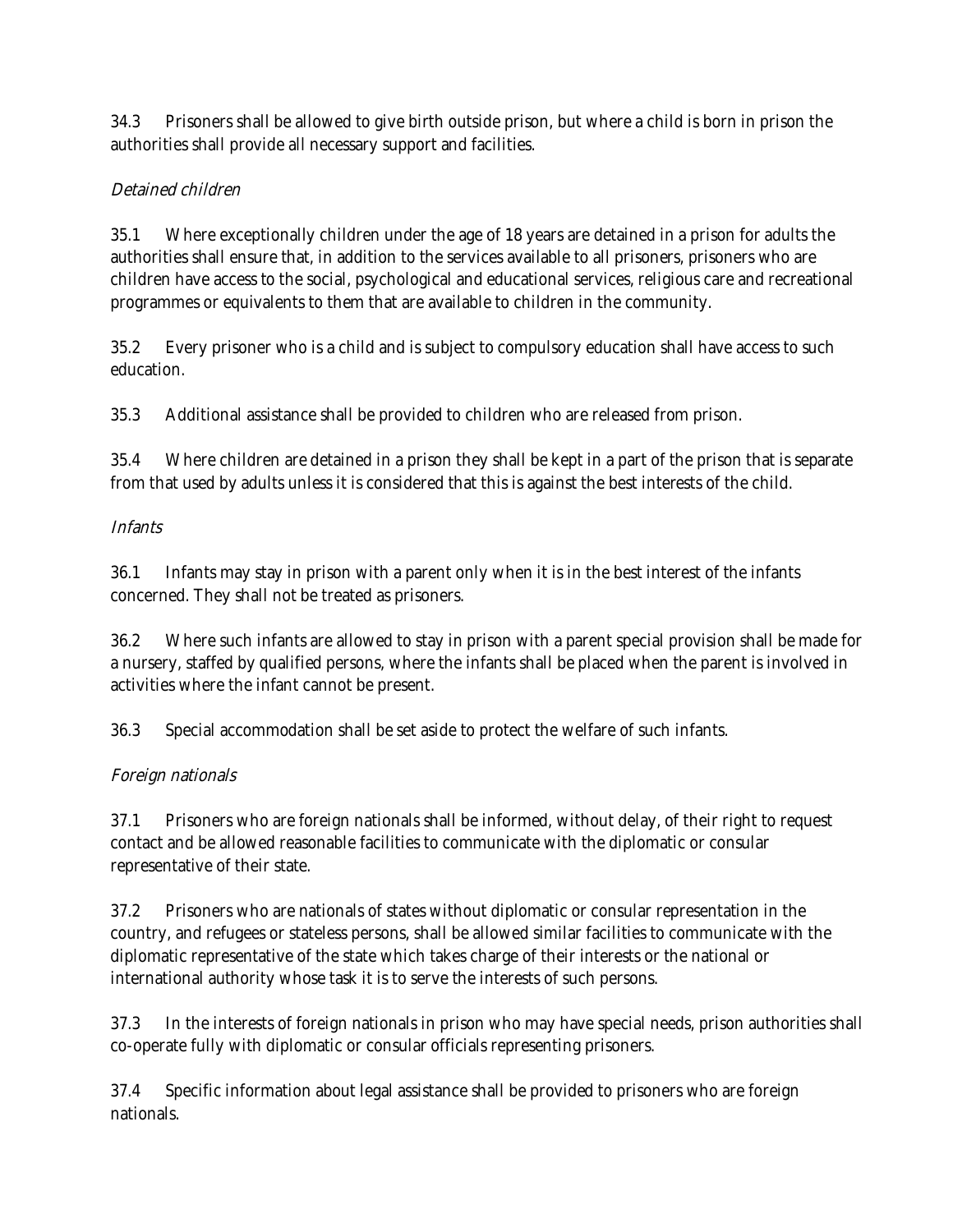34.3 Prisoners shall be allowed to give birth outside prison, but where a child is born in prison the authorities shall provide all necessary support and facilities.

*Detained children*

35.1 Where exceptionally children under the age of 18 years are detained in a prison for adults the authorities shall ensure that, in addition to the services available to all prisoners, prisoners who are children have access to the social, psychological and educational services, religious care and recreational programmes or equivalents to them that are available to children in the community.

35.2 Every prisoner who is a child and is subject to compulsory education shall have access to such education.

35.3 Additional assistance shall be provided to children who are released from prison.

35.4 Where children are detained in a prison they shall be kept in a part of the prison that is separate from that used by adults unless it is considered that this is against the best interests of the child.

*Infants*

36.1 Infants may stay in prison with a parent only when it is in the best interest of the infants concerned. They shall not be treated as prisoners.

36.2 Where such infants are allowed to stay in prison with a parent special provision shall be made for a nursery, staffed by qualified persons, where the infants shall be placed when the parent is involved in activities where the infant cannot be present.

36.3 Special accommodation shall be set aside to protect the welfare of such infants.

*Foreign nationals*

37.1 Prisoners who are foreign nationals shall be informed, without delay, of their right to request contact and be allowed reasonable facilities to communicate with the diplomatic or consular representative of their state.

37.2 Prisoners who are nationals of states without diplomatic or consular representation in the country, and refugees or stateless persons, shall be allowed similar facilities to communicate with the diplomatic representative of the state which takes charge of their interests or the national or international authority whose task it is to serve the interests of such persons.

37.3 In the interests of foreign nationals in prison who may have special needs, prison authorities shall co-operate fully with diplomatic or consular officials representing prisoners.

37.4 Specific information about legal assistance shall be provided to prisoners who are foreign nationals.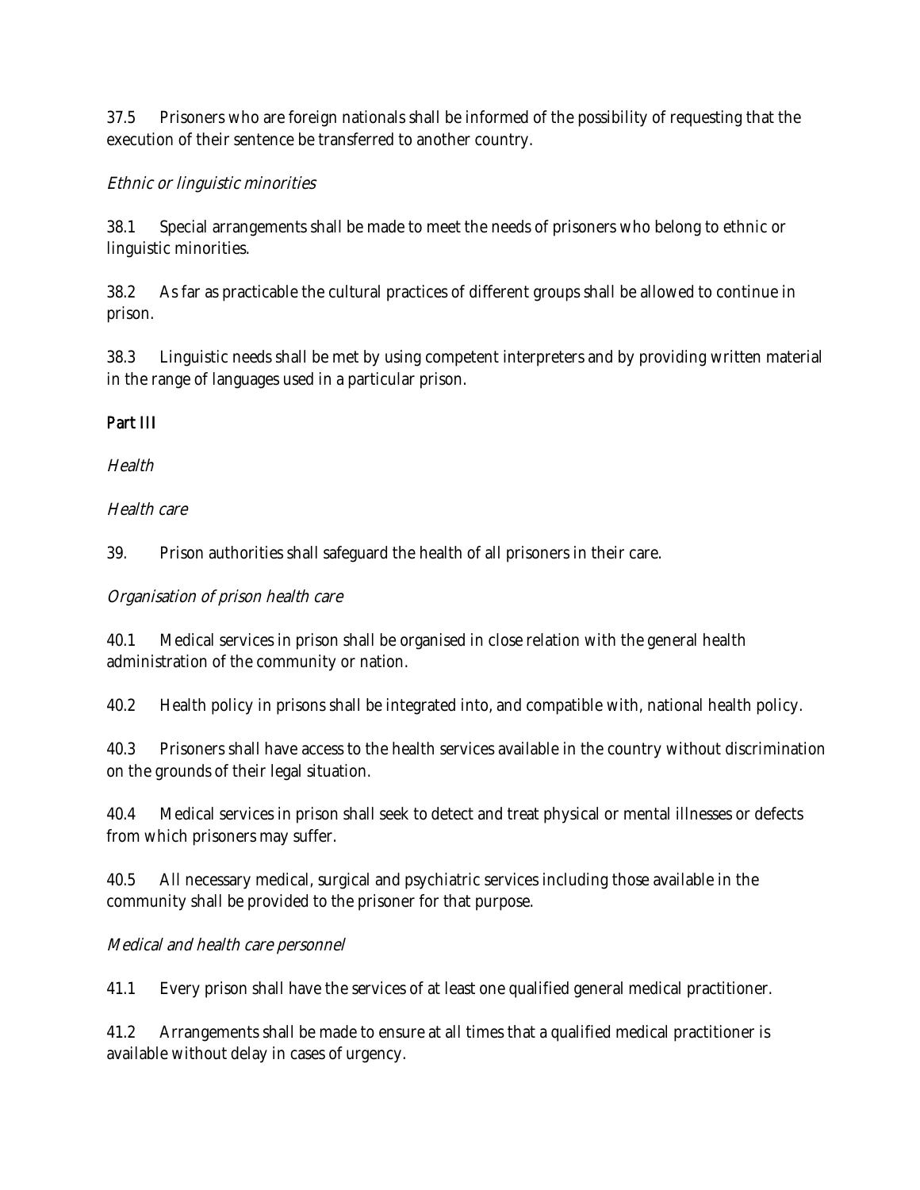37.5 Prisoners who are foreign nationals shall be informed of the possibility of requesting that the execution of their sentence be transferred to another country.

*Ethnic or linguistic minorities*

38.1 Special arrangements shall be made to meet the needs of prisoners who belong to ethnic or linguistic minorities.

38.2 As far as practicable the cultural practices of different groups shall be allowed to continue in prison.

38.3 Linguistic needs shall be met by using competent interpreters and by providing written material in the range of languages used in a particular prison.

## Part III

*Health*

*Health care*

39. Prison authorities shall safeguard the health of all prisoners in their care.

*Organisation of prison health care*

40.1 Medical services in prison shall be organised in close relation with the general health administration of the community or nation.

40.2 Health policy in prisons shall be integrated into, and compatible with, national health policy.

40.3 Prisoners shall have access to the health services available in the country without discrimination on the grounds of their legal situation.

40.4 Medical services in prison shall seek to detect and treat physical or mental illnesses or defects from which prisoners may suffer.

40.5 All necessary medical, surgical and psychiatric services including those available in the community shall be provided to the prisoner for that purpose.

*Medical and health care personnel*

41.1 Every prison shall have the services of at least one qualified general medical practitioner.

41.2 Arrangements shall be made to ensure at all times that a qualified medical practitioner is available without delay in cases of urgency.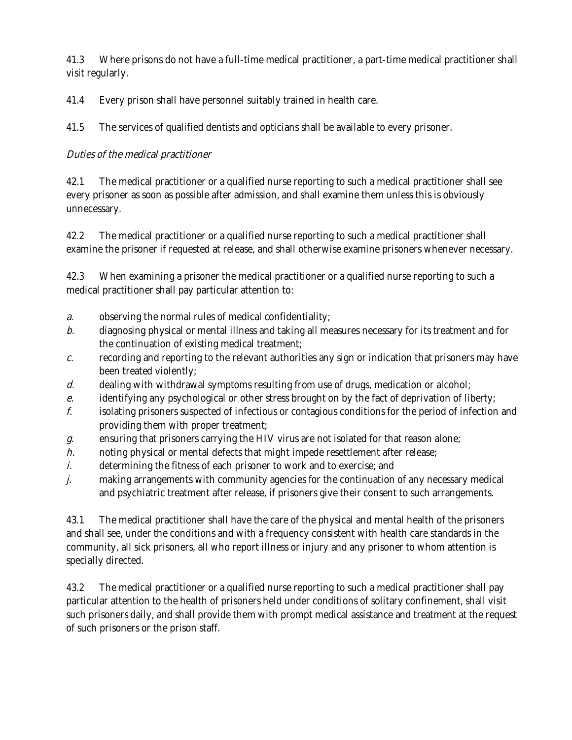41.3 Where prisons do not have a full-time medical practitioner, a part-time medical practitioner shall visit regularly.

41.4 Every prison shall have personnel suitably trained in health care.

41.5 The services of qualified dentists and opticians shall be available to every prisoner.

*Duties of the medical practitioner*

42.1 The medical practitioner or a qualified nurse reporting to such a medical practitioner shall see every prisoner as soon as possible after admission, and shall examine them unless this is obviously unnecessary.

42.2 The medical practitioner or a qualified nurse reporting to such a medical practitioner shall examine the prisoner if requested at release, and shall otherwise examine prisoners whenever necessary.

42.3 When examining a prisoner the medical practitioner or a qualified nurse reporting to such a medical practitioner shall pay particular attention to:

*a.* observing the normal rules of medical confidentiality;

*b.* diagnosing physical or mental illness and taking all measures necessary for its treatment and for the continuation of existing medical treatment;

*c.* recording and reporting to the relevant authorities any sign or indication that prisoners may have been treated violently;

*d.* dealing with withdrawal symptoms resulting from use of drugs, medication or alcohol;

*e.* identifying any psychological or other stress brought on by the fact of deprivation of liberty;

*f.* isolating prisoners suspected of infectious or contagious conditions for the period of infection and providing them with proper treatment;

*g.* ensuring that prisoners carrying the HIV virus are not isolated for that reason alone;

*h.* noting physical or mental defects that might impede resettlement after release;

*i.* determining the fitness of each prisoner to work and to exercise; and

*j.* making arrangements with community agencies for the continuation of any necessary medical and psychiatric treatment after release, if prisoners give their consent to such arrangements.

43.1 The medical practitioner shall have the care of the physical and mental health of the prisoners and shall see, under the conditions and with a frequency consistent with health care standards in the community, all sick prisoners, all who report illness or injury and any prisoner to whom attention is specially directed.

43.2 The medical practitioner or a qualified nurse reporting to such a medical practitioner shall pay particular attention to the health of prisoners held under conditions of solitary confinement, shall visit such prisoners daily, and shall provide them with prompt medical assistance and treatment at the request of such prisoners or the prison staff.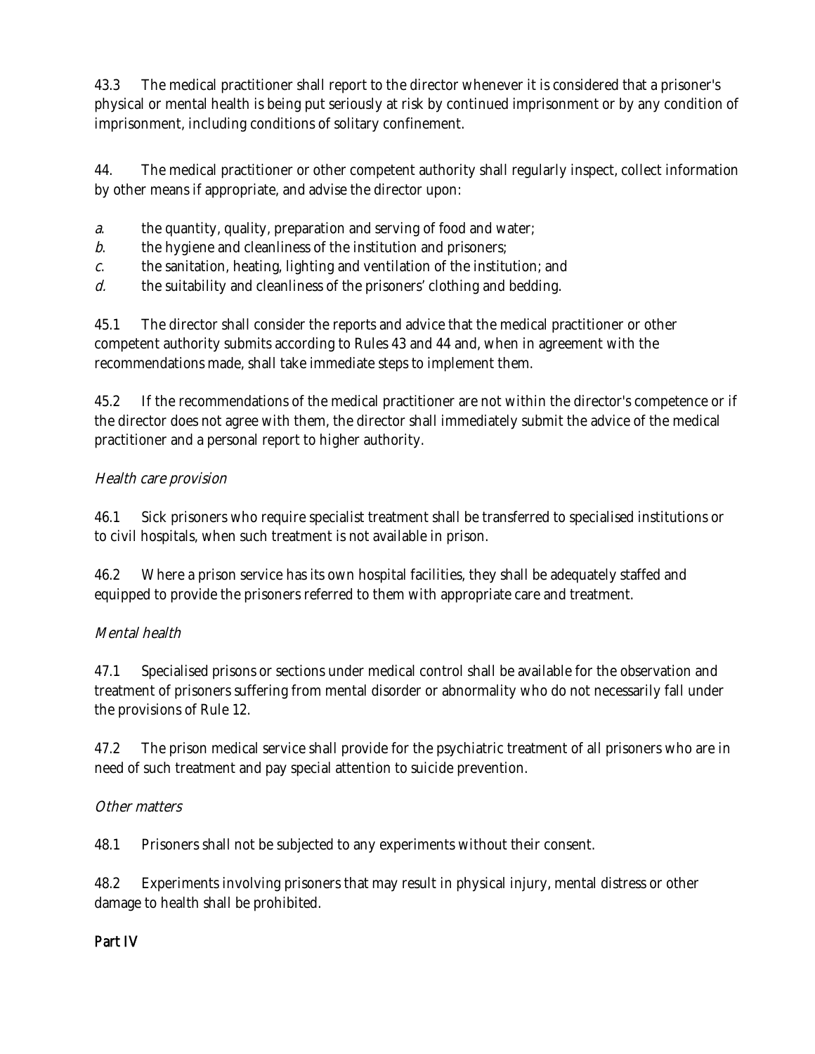43.3 The medical practitioner shall report to the director whenever it is considered that a prisoner's physical or mental health is being put seriously at risk by continued imprisonment or by any condition of imprisonment, including conditions of solitary confinement.

44. The medical practitioner or other competent authority shall regularly inspect, collect information by other means if appropriate, and advise the director upon:

*a.* the quantity, quality, preparation and serving of food and water;

*b.* the hygiene and cleanliness of the institution and prisoners;

*c.* the sanitation, heating, lighting and ventilation of the institution; and

*d.* the suitability and cleanliness of the prisoners' clothing and bedding.

45.1 The director shall consider the reports and advice that the medical practitioner or other competent authority submits according to Rules 43 and 44 and, when in agreement with the recommendations made, shall take immediate steps to implement them.

45.2 If the recommendations of the medical practitioner are not within the director's competence or if the director does not agree with them, the director shall immediately submit the advice of the medical practitioner and a personal report to higher authority.

*Health care provision*

46.1 Sick prisoners who require specialist treatment shall be transferred to specialised institutions or to civil hospitals, when such treatment is not available in prison.

46.2 Where a prison service has its own hospital facilities, they shall be adequately staffed and equipped to provide the prisoners referred to them with appropriate care and treatment.

*Mental health*

47.1 Specialised prisons or sections under medical control shall be available for the observation and treatment of prisoners suffering from mental disorder or abnormality who do not necessarily fall under the provisions of Rule 12.

47.2 The prison medical service shall provide for the psychiatric treatment of all prisoners who are in need of such treatment and pay special attention to suicide prevention.

*Other matters*

48.1 Prisoners shall not be subjected to any experiments without their consent.

48.2 Experiments involving prisoners that may result in physical injury, mental distress or other damage to health shall be prohibited.

## Part IV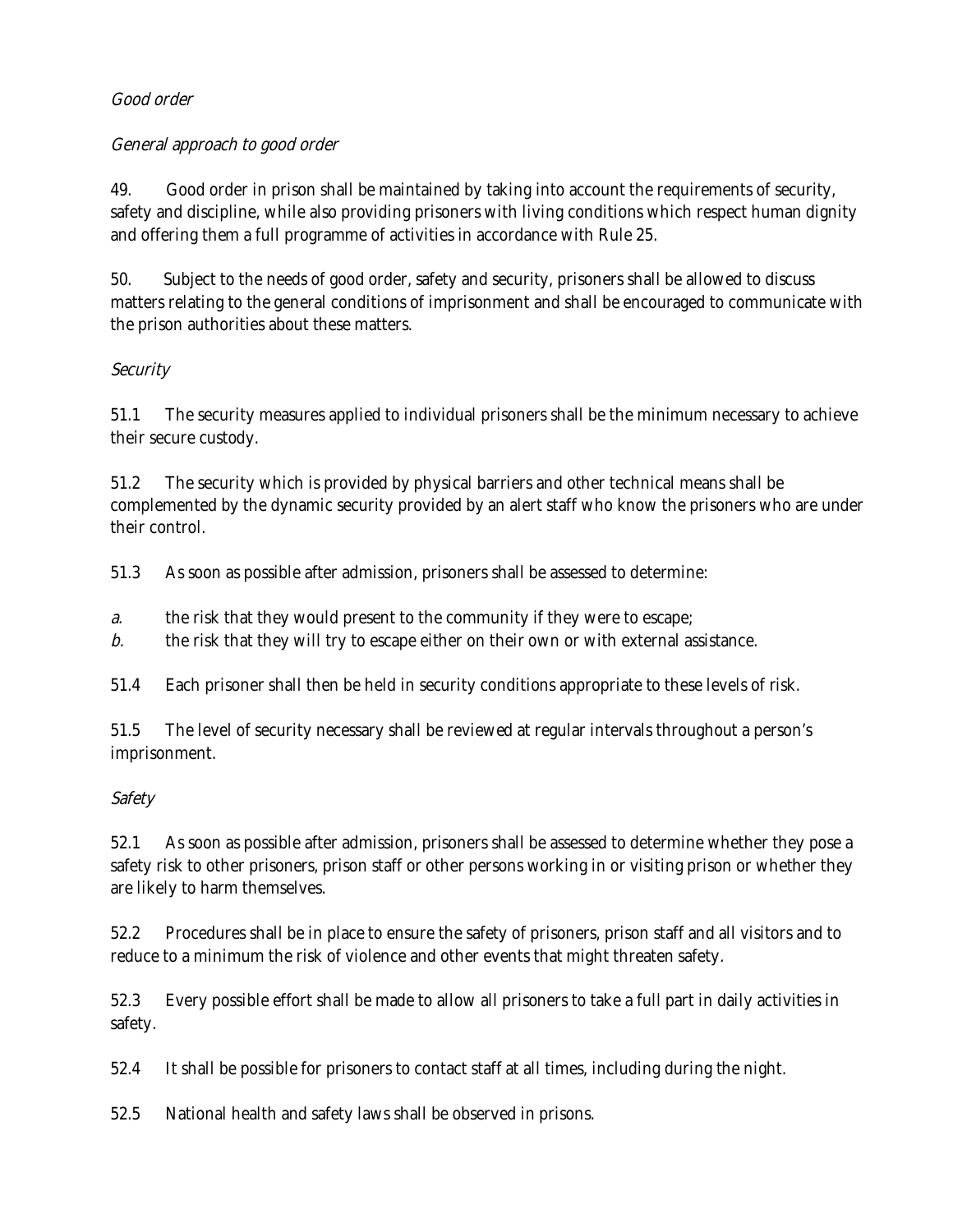*Good order*

*General approach to good order*

49. Good order in prison shall be maintained by taking into account the requirements of security, safety and discipline, while also providing prisoners with living conditions which respect human dignity and offering them a full programme of activities in accordance with Rule 25.

50. Subject to the needs of good order, safety and security, prisoners shall be allowed to discuss matters relating to the general conditions of imprisonment and shall be encouraged to communicate with the prison authorities about these matters.

*Security*

51.1 The security measures applied to individual prisoners shall be the minimum necessary to achieve their secure custody.

51.2 The security which is provided by physical barriers and other technical means shall be complemented by the dynamic security provided by an alert staff who know the prisoners who are under their control.

51.3 As soon as possible after admission, prisoners shall be assessed to determine:

*a.* the risk that they would present to the community if they were to escape;
*b.* the risk that they will try to escape either on their own or with external assistance.

51.4 Each prisoner shall then be held in security conditions appropriate to these levels of risk.

51.5 The level of security necessary shall be reviewed at regular intervals throughout a person's imprisonment.

*Safety*

52.1 As soon as possible after admission, prisoners shall be assessed to determine whether they pose a safety risk to other prisoners, prison staff or other persons working in or visiting prison or whether they are likely to harm themselves.

52.2 Procedures shall be in place to ensure the safety of prisoners, prison staff and all visitors and to reduce to a minimum the risk of violence and other events that might threaten safety.

52.3 Every possible effort shall be made to allow all prisoners to take a full part in daily activities in safety.

52.4 It shall be possible for prisoners to contact staff at all times, including during the night.

52.5 National health and safety laws shall be observed in prisons.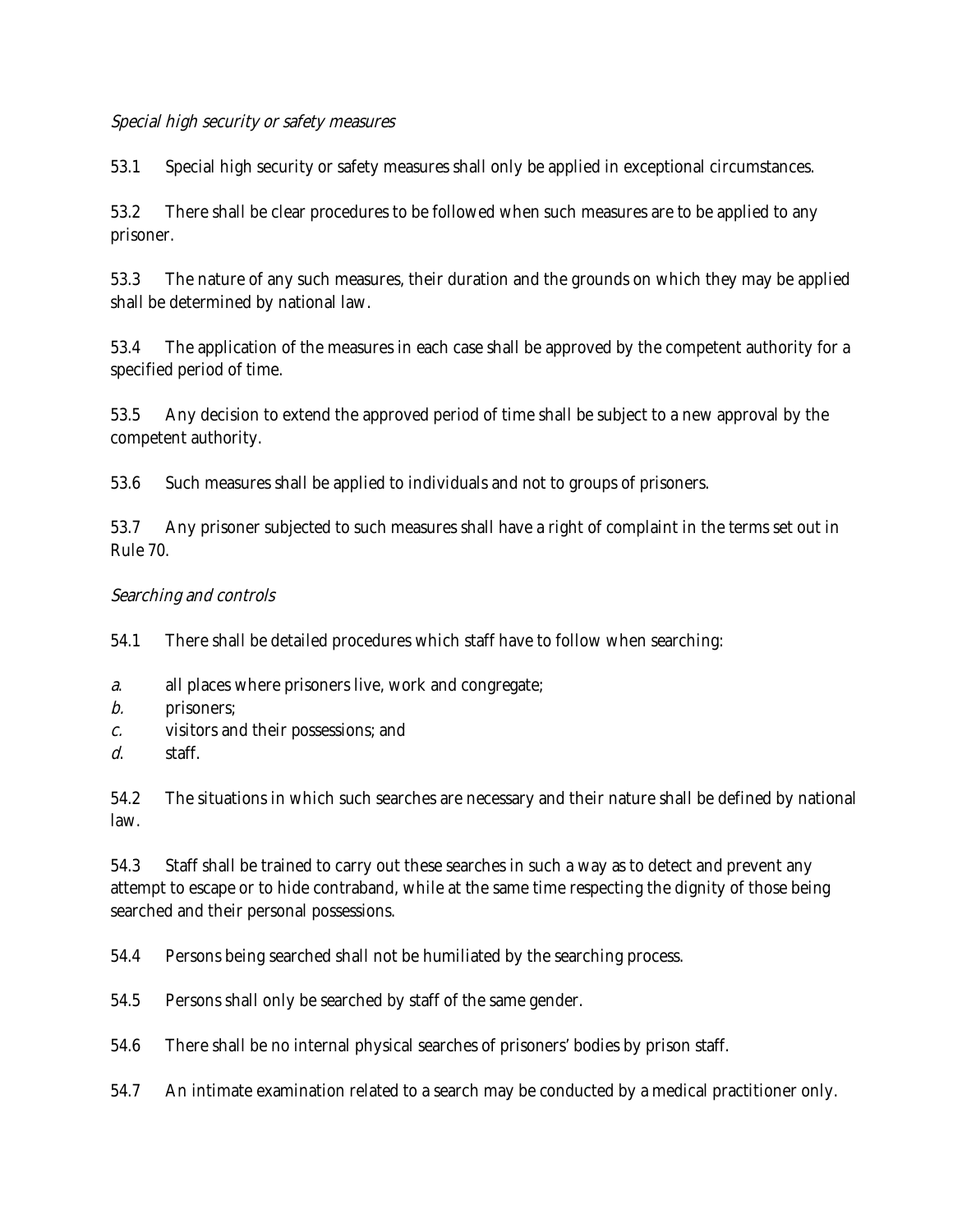*Special high security or safety measures*

53.1 Special high security or safety measures shall only be applied in exceptional circumstances.

53.2 There shall be clear procedures to be followed when such measures are to be applied to any prisoner.

53.3 The nature of any such measures, their duration and the grounds on which they may be applied shall be determined by national law.

53.4 The application of the measures in each case shall be approved by the competent authority for a specified period of time.

53.5 Any decision to extend the approved period of time shall be subject to a new approval by the competent authority.

53.6 Such measures shall be applied to individuals and not to groups of prisoners.

53.7 Any prisoner subjected to such measures shall have a right of complaint in the terms set out in Rule 70.

*Searching and controls*

54.1 There shall be detailed procedures which staff have to follow when searching:

*a.* all places where prisoners live, work and congregate;
*b.* prisoners;
*c.* visitors and their possessions; and
*d.* staff.

54.2 The situations in which such searches are necessary and their nature shall be defined by national law.

54.3 Staff shall be trained to carry out these searches in such a way as to detect and prevent any attempt to escape or to hide contraband, while at the same time respecting the dignity of those being searched and their personal possessions.

54.4 Persons being searched shall not be humiliated by the searching process.

54.5 Persons shall only be searched by staff of the same gender.

54.6 There shall be no internal physical searches of prisoners' bodies by prison staff.

54.7 An intimate examination related to a search may be conducted by a medical practitioner only.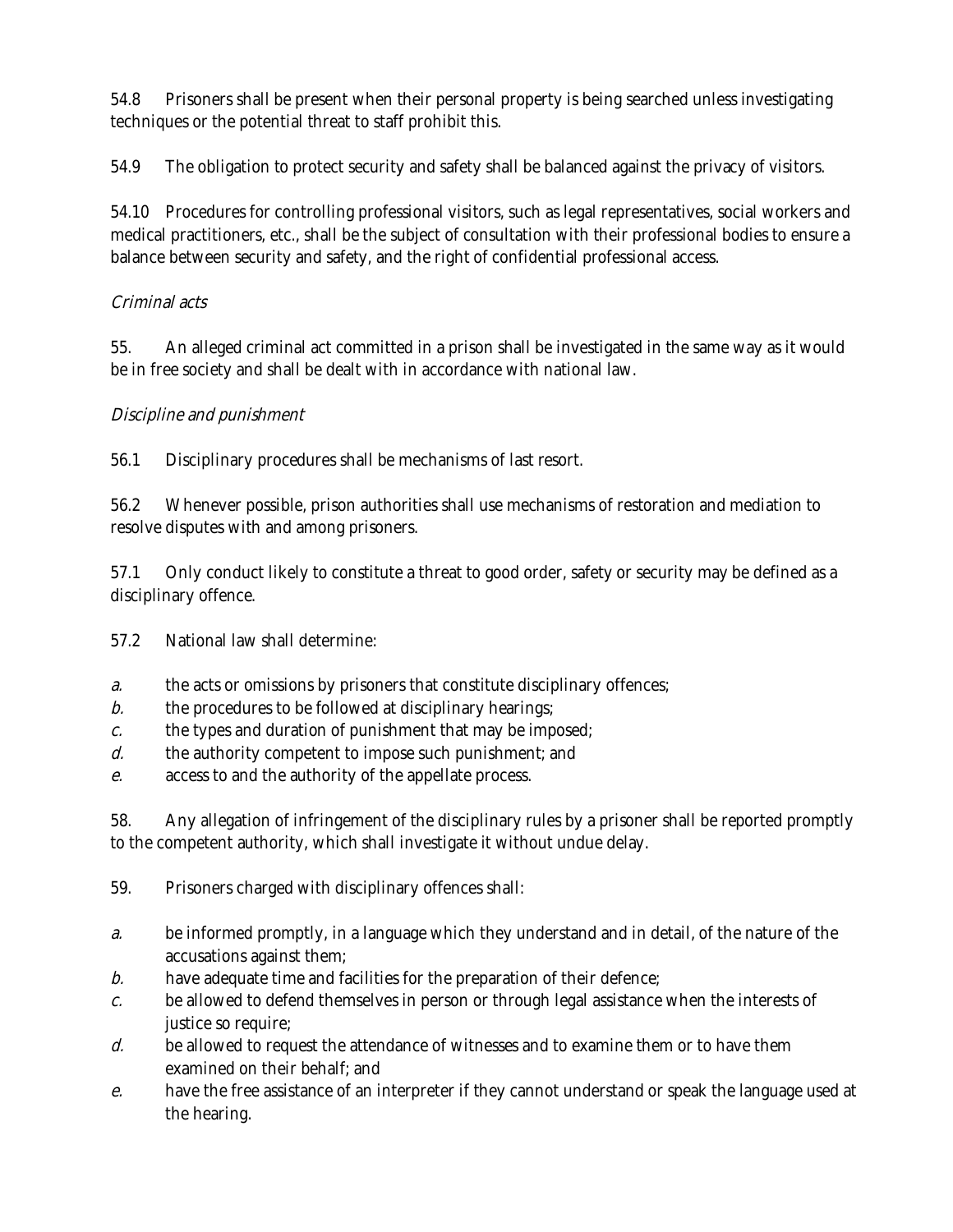54.8 Prisoners shall be present when their personal property is being searched unless investigating techniques or the potential threat to staff prohibit this.

54.9 The obligation to protect security and safety shall be balanced against the privacy of visitors.

54.10 Procedures for controlling professional visitors, such as legal representatives, social workers and medical practitioners, etc., shall be the subject of consultation with their professional bodies to ensure a balance between security and safety, and the right of confidential professional access.

*Criminal acts*

55. An alleged criminal act committed in a prison shall be investigated in the same way as it would be in free society and shall be dealt with in accordance with national law.

*Discipline and punishment*

56.1 Disciplinary procedures shall be mechanisms of last resort.

56.2 Whenever possible, prison authorities shall use mechanisms of restoration and mediation to resolve disputes with and among prisoners.

57.1 Only conduct likely to constitute a threat to good order, safety or security may be defined as a disciplinary offence.

57.2 National law shall determine:

*a.* the acts or omissions by prisoners that constitute disciplinary offences;
*b.* the procedures to be followed at disciplinary hearings;
*c.* the types and duration of punishment that may be imposed;
*d.* the authority competent to impose such punishment; and
*e.* access to and the authority of the appellate process.

58. Any allegation of infringement of the disciplinary rules by a prisoner shall be reported promptly to the competent authority, which shall investigate it without undue delay.

59. Prisoners charged with disciplinary offences shall:

*a.* be informed promptly, in a language which they understand and in detail, of the nature of the accusations against them;
*b.* have adequate time and facilities for the preparation of their defence;
*c.* be allowed to defend themselves in person or through legal assistance when the interests of justice so require;
*d.* be allowed to request the attendance of witnesses and to examine them or to have them examined on their behalf; and
*e.* have the free assistance of an interpreter if they cannot understand or speak the language used at the hearing.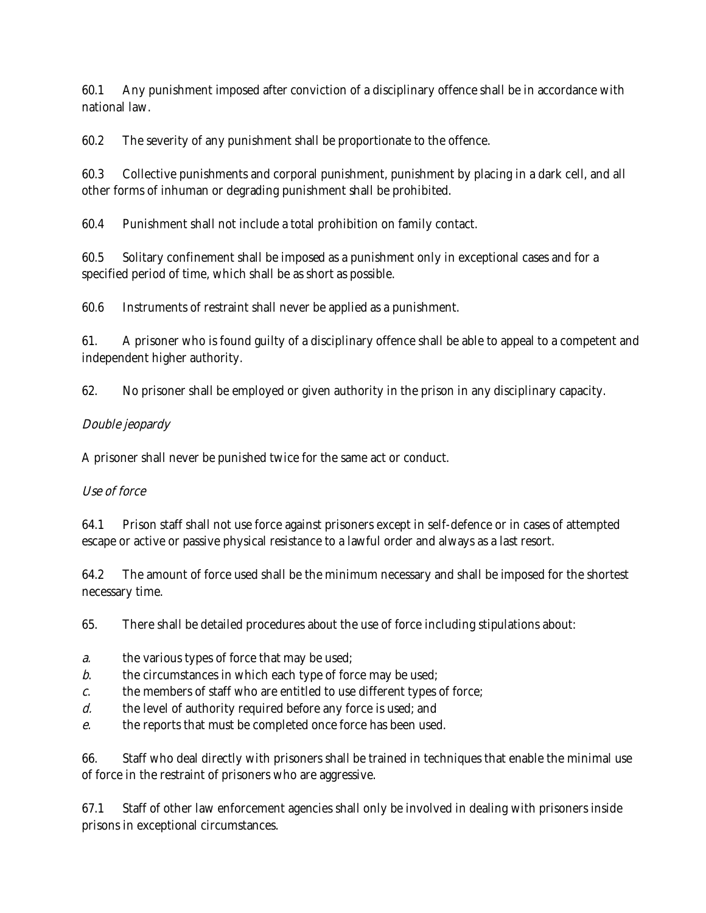60.1 Any punishment imposed after conviction of a disciplinary offence shall be in accordance with national law.

60.2 The severity of any punishment shall be proportionate to the offence.

60.3 Collective punishments and corporal punishment, punishment by placing in a dark cell, and all other forms of inhuman or degrading punishment shall be prohibited.

60.4 Punishment shall not include a total prohibition on family contact.

60.5 Solitary confinement shall be imposed as a punishment only in exceptional cases and for a specified period of time, which shall be as short as possible.

60.6 Instruments of restraint shall never be applied as a punishment.

61. A prisoner who is found guilty of a disciplinary offence shall be able to appeal to a competent and independent higher authority.

62. No prisoner shall be employed or given authority in the prison in any disciplinary capacity.

*Double jeopardy*

A prisoner shall never be punished twice for the same act or conduct.

*Use of force*

64.1 Prison staff shall not use force against prisoners except in self-defence or in cases of attempted escape or active or passive physical resistance to a lawful order and always as a last resort.

64.2 The amount of force used shall be the minimum necessary and shall be imposed for the shortest necessary time.

65. There shall be detailed procedures about the use of force including stipulations about:

*a.* the various types of force that may be used;
*b.* the circumstances in which each type of force may be used;
*c.* the members of staff who are entitled to use different types of force;
*d.* the level of authority required before any force is used; and
*e.* the reports that must be completed once force has been used.

66. Staff who deal directly with prisoners shall be trained in techniques that enable the minimal use of force in the restraint of prisoners who are aggressive.

67.1 Staff of other law enforcement agencies shall only be involved in dealing with prisoners inside prisons in exceptional circumstances.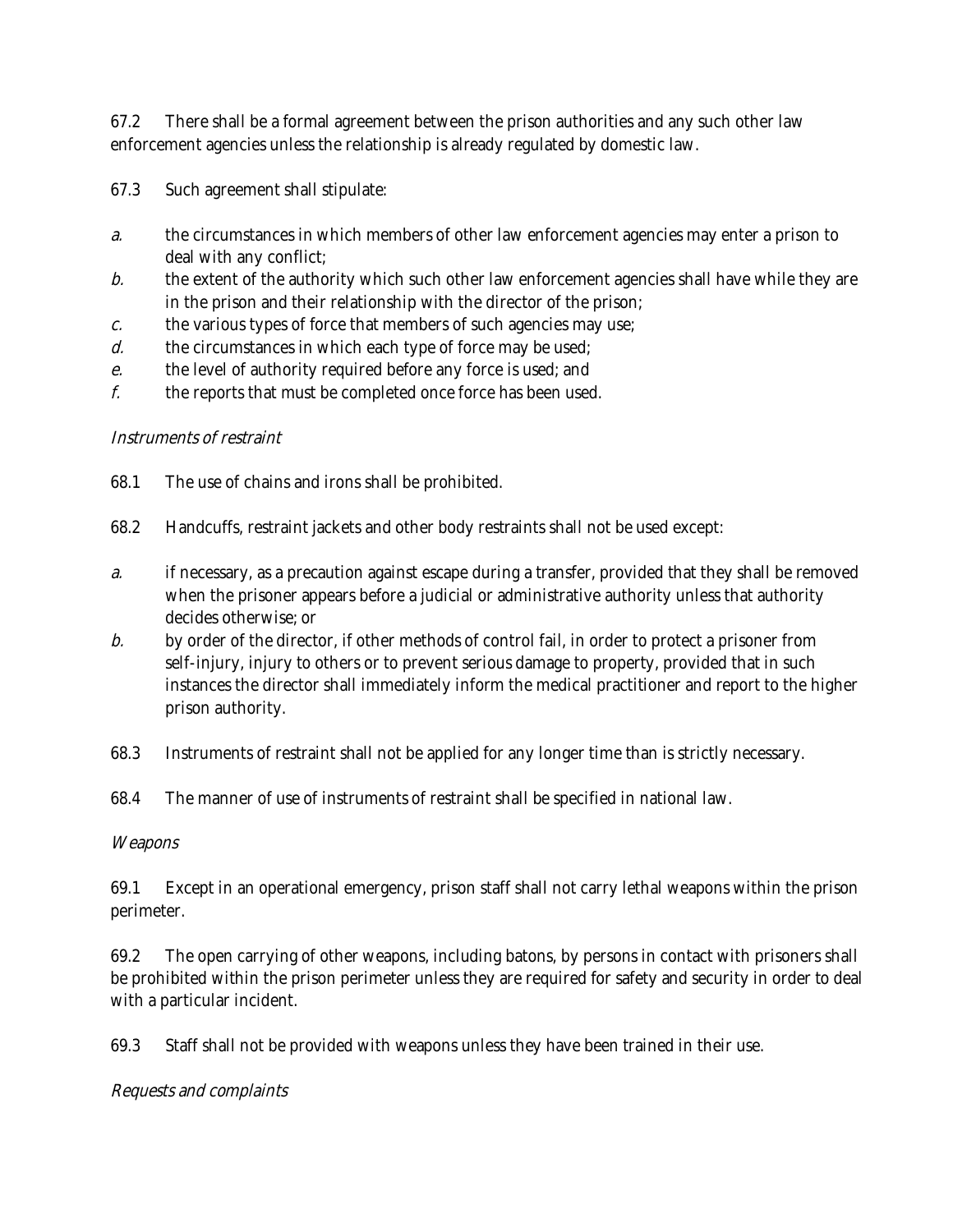67.2 There shall be a formal agreement between the prison authorities and any such other law enforcement agencies unless the relationship is already regulated by domestic law.

67.3 Such agreement shall stipulate:

*a.* the circumstances in which members of other law enforcement agencies may enter a prison to deal with any conflict;
*b.* the extent of the authority which such other law enforcement agencies shall have while they are in the prison and their relationship with the director of the prison;
*c.* the various types of force that members of such agencies may use;
*d.* the circumstances in which each type of force may be used;
*e.* the level of authority required before any force is used; and
*f.* the reports that must be completed once force has been used.

*Instruments of restraint*

68.1 The use of chains and irons shall be prohibited.

68.2 Handcuffs, restraint jackets and other body restraints shall not be used except:

*a.* if necessary, as a precaution against escape during a transfer, provided that they shall be removed when the prisoner appears before a judicial or administrative authority unless that authority decides otherwise; or
*b.* by order of the director, if other methods of control fail, in order to protect a prisoner from self-injury, injury to others or to prevent serious damage to property, provided that in such instances the director shall immediately inform the medical practitioner and report to the higher prison authority.

68.3 Instruments of restraint shall not be applied for any longer time than is strictly necessary.

68.4 The manner of use of instruments of restraint shall be specified in national law.

*Weapons*

69.1 Except in an operational emergency, prison staff shall not carry lethal weapons within the prison perimeter.

69.2 The open carrying of other weapons, including batons, by persons in contact with prisoners shall be prohibited within the prison perimeter unless they are required for safety and security in order to deal with a particular incident.

69.3 Staff shall not be provided with weapons unless they have been trained in their use.

*Requests and complaints*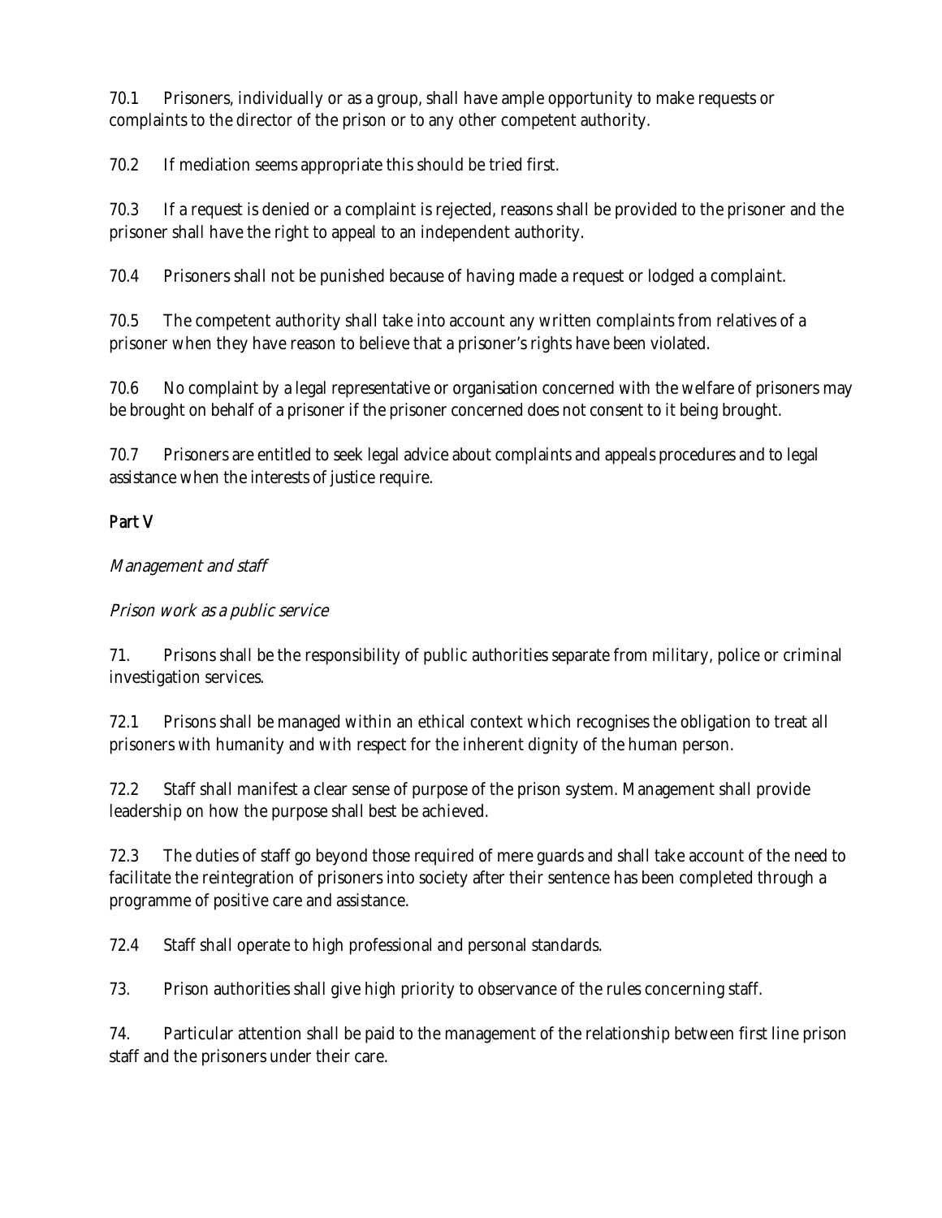70.1 Prisoners, individually or as a group, shall have ample opportunity to make requests or complaints to the director of the prison or to any other competent authority.

70.2 If mediation seems appropriate this should be tried first.

70.3 If a request is denied or a complaint is rejected, reasons shall be provided to the prisoner and the prisoner shall have the right to appeal to an independent authority.

70.4 Prisoners shall not be punished because of having made a request or lodged a complaint.

70.5 The competent authority shall take into account any written complaints from relatives of a prisoner when they have reason to believe that a prisoner's rights have been violated.

70.6 No complaint by a legal representative or organisation concerned with the welfare of prisoners may be brought on behalf of a prisoner if the prisoner concerned does not consent to it being brought.

70.7 Prisoners are entitled to seek legal advice about complaints and appeals procedures and to legal assistance when the interests of justice require.

## Part V

### *Management and staff*

#### *Prison work as a public service*

71. Prisons shall be the responsibility of public authorities separate from military, police or criminal investigation services.

72.1 Prisons shall be managed within an ethical context which recognises the obligation to treat all prisoners with humanity and with respect for the inherent dignity of the human person.

72.2 Staff shall manifest a clear sense of purpose of the prison system. Management shall provide leadership on how the purpose shall best be achieved.

72.3 The duties of staff go beyond those required of mere guards and shall take account of the need to facilitate the reintegration of prisoners into society after their sentence has been completed through a programme of positive care and assistance.

72.4 Staff shall operate to high professional and personal standards.

73. Prison authorities shall give high priority to observance of the rules concerning staff.

74. Particular attention shall be paid to the management of the relationship between first line prison staff and the prisoners under their care.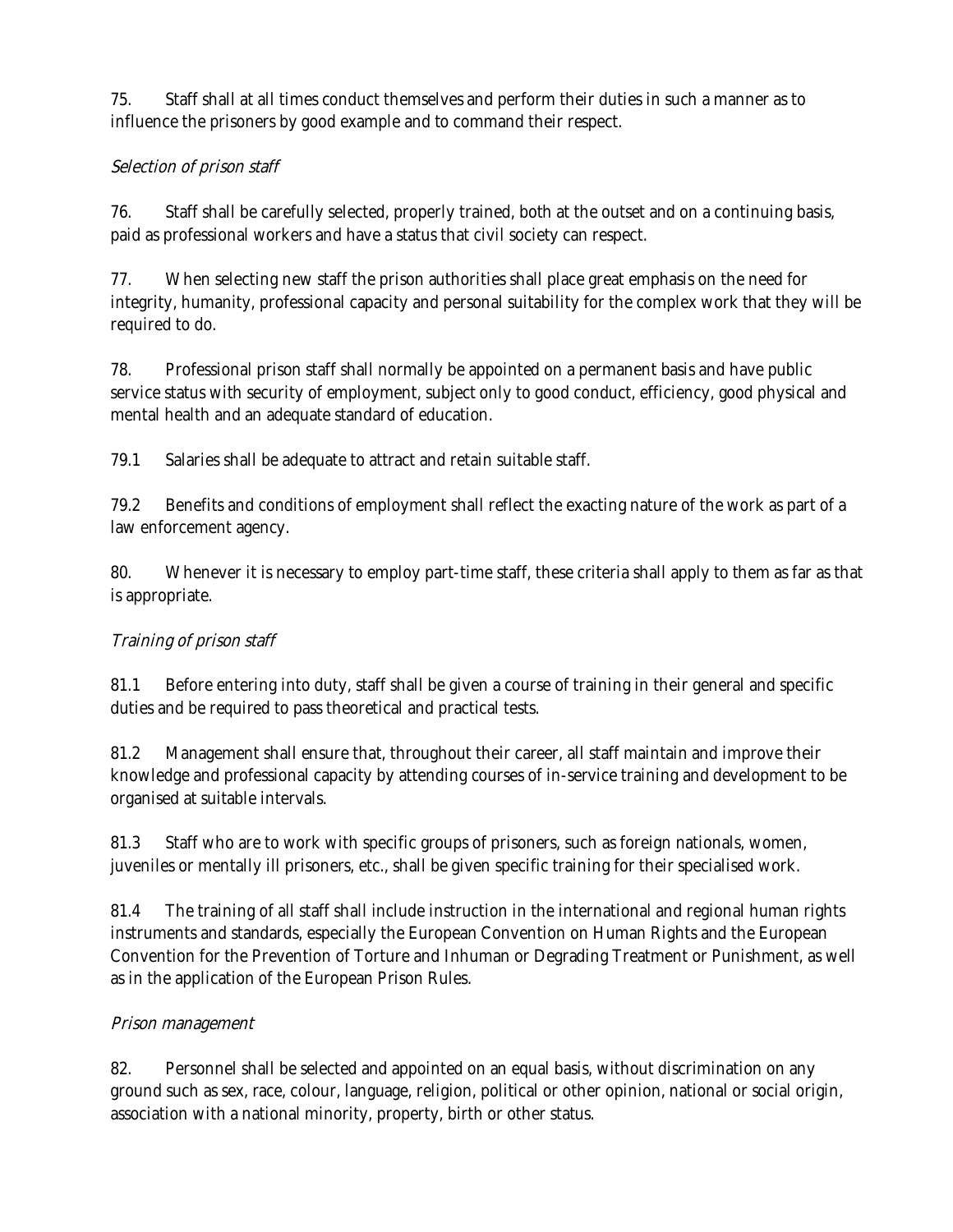75. Staff shall at all times conduct themselves and perform their duties in such a manner as to influence the prisoners by good example and to command their respect.

*Selection of prison staff*

76. Staff shall be carefully selected, properly trained, both at the outset and on a continuing basis, paid as professional workers and have a status that civil society can respect.

77. When selecting new staff the prison authorities shall place great emphasis on the need for integrity, humanity, professional capacity and personal suitability for the complex work that they will be required to do.

78. Professional prison staff shall normally be appointed on a permanent basis and have public service status with security of employment, subject only to good conduct, efficiency, good physical and mental health and an adequate standard of education.

79.1 Salaries shall be adequate to attract and retain suitable staff.

79.2 Benefits and conditions of employment shall reflect the exacting nature of the work as part of a law enforcement agency.

80. Whenever it is necessary to employ part-time staff, these criteria shall apply to them as far as that is appropriate.

*Training of prison staff*

81.1 Before entering into duty, staff shall be given a course of training in their general and specific duties and be required to pass theoretical and practical tests.

81.2 Management shall ensure that, throughout their career, all staff maintain and improve their knowledge and professional capacity by attending courses of in-service training and development to be organised at suitable intervals.

81.3 Staff who are to work with specific groups of prisoners, such as foreign nationals, women, juveniles or mentally ill prisoners, etc., shall be given specific training for their specialised work.

81.4 The training of all staff shall include instruction in the international and regional human rights instruments and standards, especially the European Convention on Human Rights and the European Convention for the Prevention of Torture and Inhuman or Degrading Treatment or Punishment, as well as in the application of the European Prison Rules.

*Prison management*

82. Personnel shall be selected and appointed on an equal basis, without discrimination on any ground such as sex, race, colour, language, religion, political or other opinion, national or social origin, association with a national minority, property, birth or other status.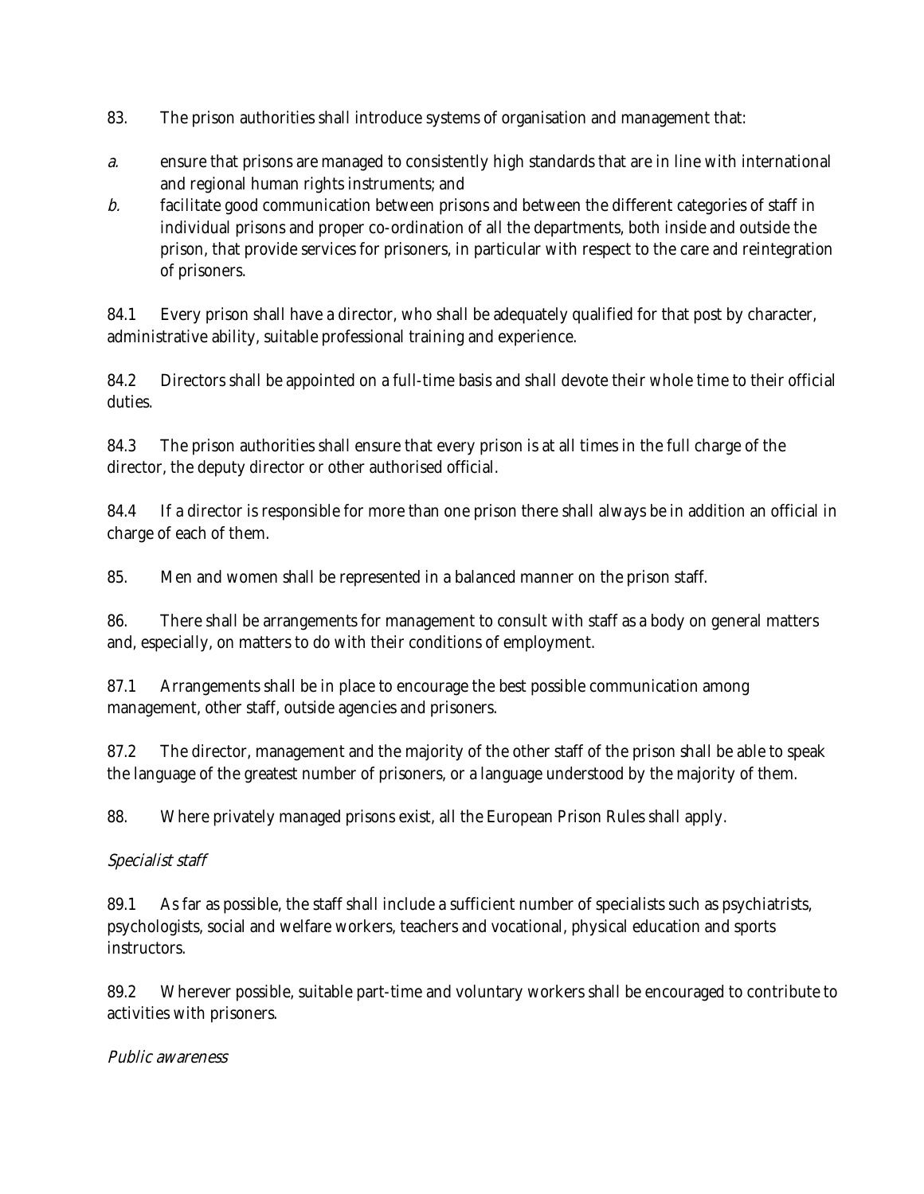83. The prison authorities shall introduce systems of organisation and management that:

*a.* ensure that prisons are managed to consistently high standards that are in line with international and regional human rights instruments; and

*b.* facilitate good communication between prisons and between the different categories of staff in individual prisons and proper co-ordination of all the departments, both inside and outside the prison, that provide services for prisoners, in particular with respect to the care and reintegration of prisoners.

84.1 Every prison shall have a director, who shall be adequately qualified for that post by character, administrative ability, suitable professional training and experience.

84.2 Directors shall be appointed on a full-time basis and shall devote their whole time to their official duties.

84.3 The prison authorities shall ensure that every prison is at all times in the full charge of the director, the deputy director or other authorised official.

84.4 If a director is responsible for more than one prison there shall always be in addition an official in charge of each of them.

85. Men and women shall be represented in a balanced manner on the prison staff.

86. There shall be arrangements for management to consult with staff as a body on general matters and, especially, on matters to do with their conditions of employment.

87.1 Arrangements shall be in place to encourage the best possible communication among management, other staff, outside agencies and prisoners.

87.2 The director, management and the majority of the other staff of the prison shall be able to speak the language of the greatest number of prisoners, or a language understood by the majority of them.

88. Where privately managed prisons exist, all the European Prison Rules shall apply.

*Specialist staff*

89.1 As far as possible, the staff shall include a sufficient number of specialists such as psychiatrists, psychologists, social and welfare workers, teachers and vocational, physical education and sports instructors.

89.2 Wherever possible, suitable part-time and voluntary workers shall be encouraged to contribute to activities with prisoners.

*Public awareness*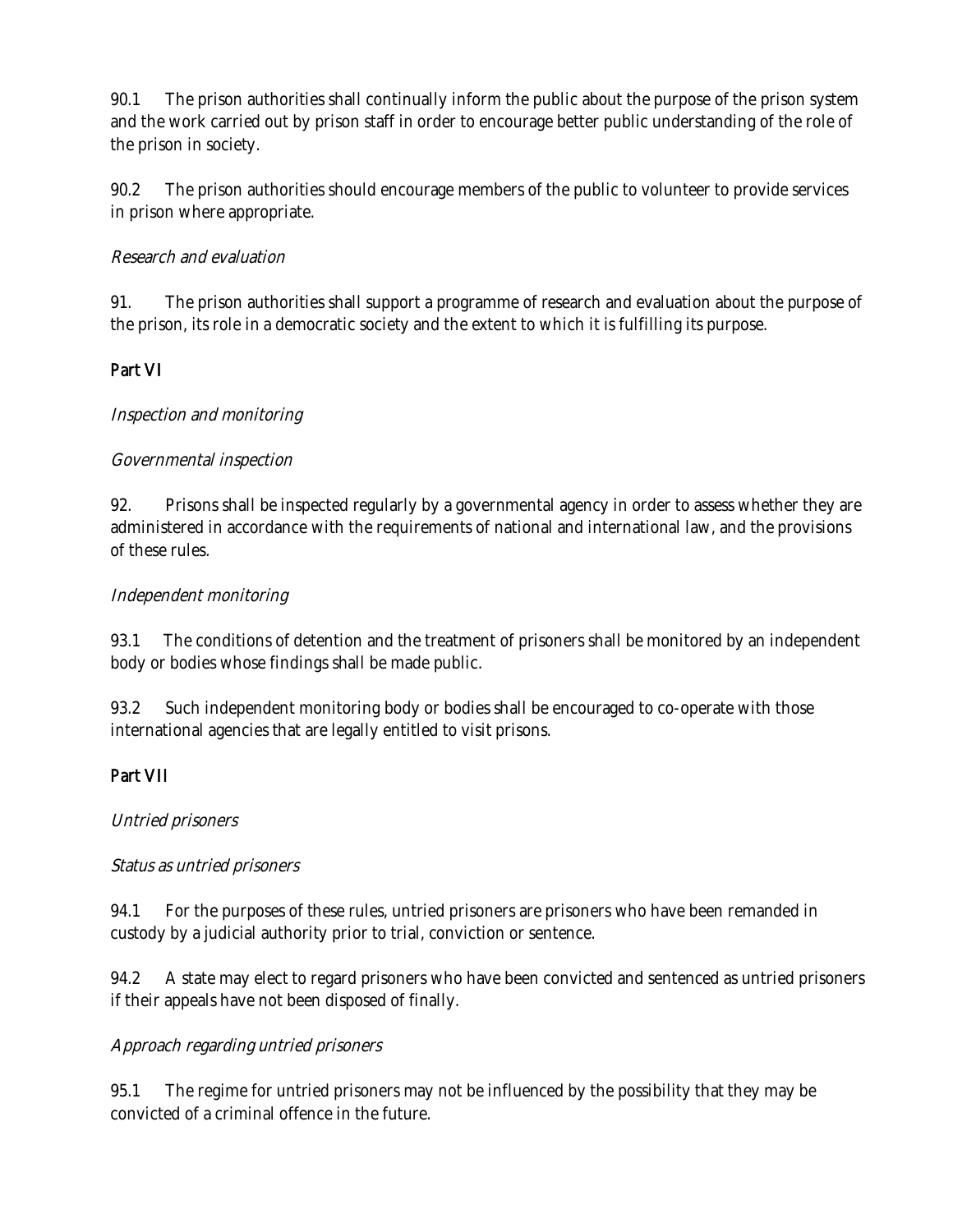90.1 The prison authorities shall continually inform the public about the purpose of the prison system and the work carried out by prison staff in order to encourage better public understanding of the role of the prison in society.

90.2 The prison authorities should encourage members of the public to volunteer to provide services in prison where appropriate.

*Research and evaluation*

91. The prison authorities shall support a programme of research and evaluation about the purpose of the prison, its role in a democratic society and the extent to which it is fulfilling its purpose.

## Part VI

*Inspection and monitoring*

*Governmental inspection*

92. Prisons shall be inspected regularly by a governmental agency in order to assess whether they are administered in accordance with the requirements of national and international law, and the provisions of these rules.

*Independent monitoring*

93.1 The conditions of detention and the treatment of prisoners shall be monitored by an independent body or bodies whose findings shall be made public.

93.2 Such independent monitoring body or bodies shall be encouraged to co-operate with those international agencies that are legally entitled to visit prisons.

## Part VII

*Untried prisoners*

*Status as untried prisoners*

94.1 For the purposes of these rules, untried prisoners are prisoners who have been remanded in custody by a judicial authority prior to trial, conviction or sentence.

94.2 A state may elect to regard prisoners who have been convicted and sentenced as untried prisoners if their appeals have not been disposed of finally.

*Approach regarding untried prisoners*

95.1 The regime for untried prisoners may not be influenced by the possibility that they may be convicted of a criminal offence in the future.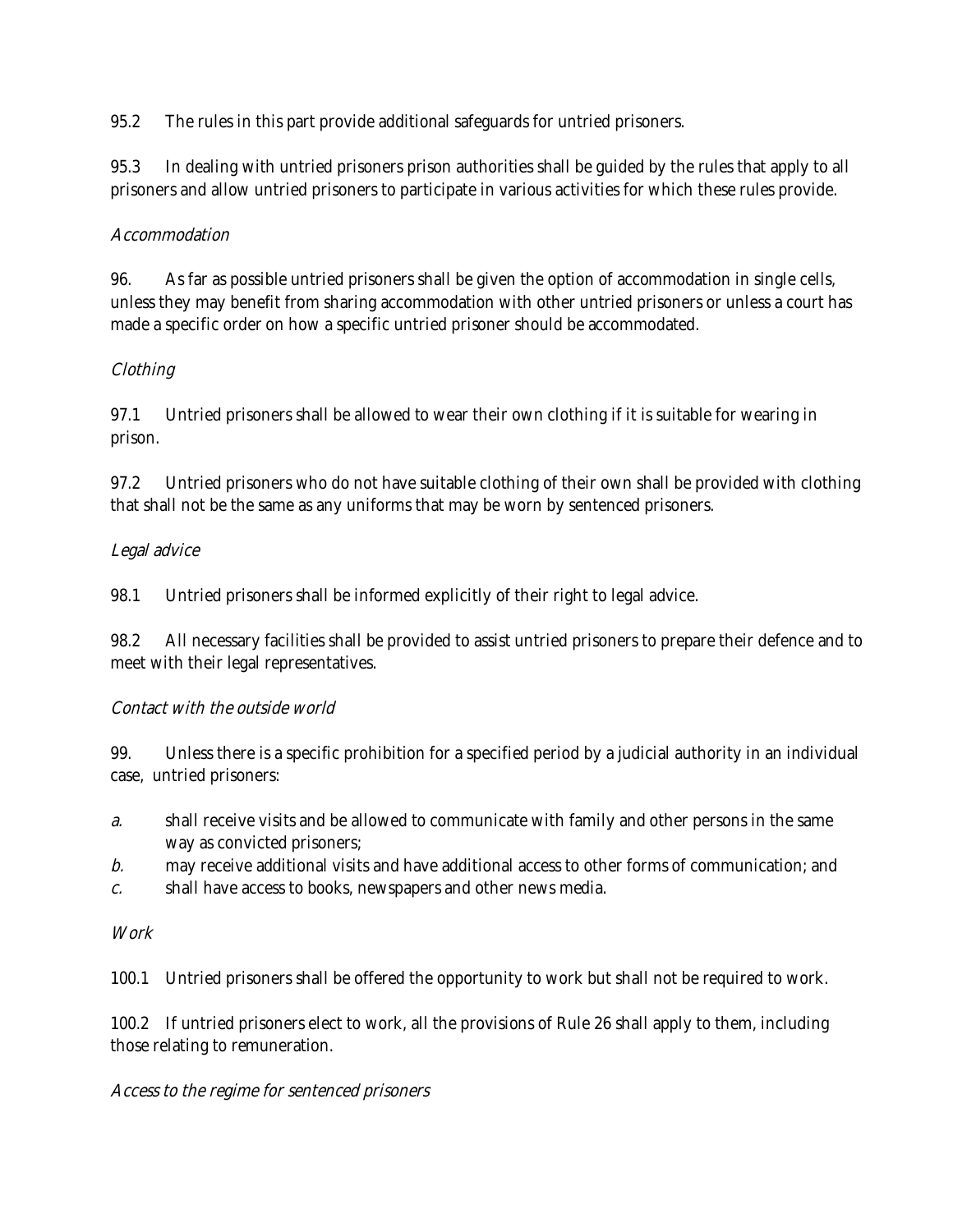95.2 The rules in this part provide additional safeguards for untried prisoners.

95.3 In dealing with untried prisoners prison authorities shall be guided by the rules that apply to all prisoners and allow untried prisoners to participate in various activities for which these rules provide.

*Accommodation*

96. As far as possible untried prisoners shall be given the option of accommodation in single cells, unless they may benefit from sharing accommodation with other untried prisoners or unless a court has made a specific order on how a specific untried prisoner should be accommodated.

*Clothing*

97.1 Untried prisoners shall be allowed to wear their own clothing if it is suitable for wearing in prison.

97.2 Untried prisoners who do not have suitable clothing of their own shall be provided with clothing that shall not be the same as any uniforms that may be worn by sentenced prisoners.

*Legal advice*

98.1 Untried prisoners shall be informed explicitly of their right to legal advice.

98.2 All necessary facilities shall be provided to assist untried prisoners to prepare their defence and to meet with their legal representatives.

*Contact with the outside world*

99. Unless there is a specific prohibition for a specified period by a judicial authority in an individual case, untried prisoners:

*a.* shall receive visits and be allowed to communicate with family and other persons in the same way as convicted prisoners;
*b.* may receive additional visits and have additional access to other forms of communication; and
*c.* shall have access to books, newspapers and other news media.

*Work*

100.1 Untried prisoners shall be offered the opportunity to work but shall not be required to work.

100.2 If untried prisoners elect to work, all the provisions of Rule 26 shall apply to them, including those relating to remuneration.

*Access to the regime for sentenced prisoners*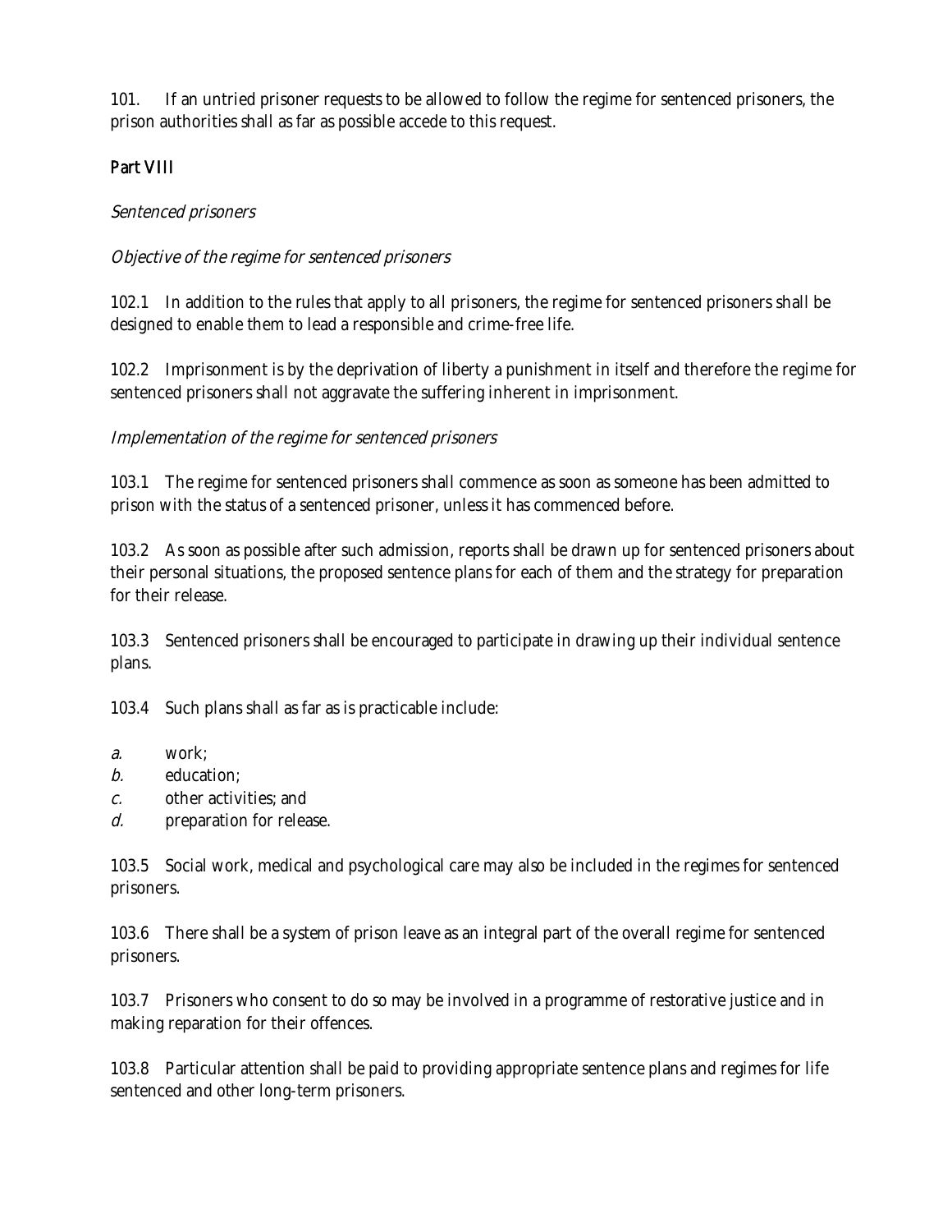101. If an untried prisoner requests to be allowed to follow the regime for sentenced prisoners, the prison authorities shall as far as possible accede to this request.

## Part VIII

*Sentenced prisoners*

*Objective of the regime for sentenced prisoners*

102.1 In addition to the rules that apply to all prisoners, the regime for sentenced prisoners shall be designed to enable them to lead a responsible and crime-free life.

102.2 Imprisonment is by the deprivation of liberty a punishment in itself and therefore the regime for sentenced prisoners shall not aggravate the suffering inherent in imprisonment.

*Implementation of the regime for sentenced prisoners*

103.1 The regime for sentenced prisoners shall commence as soon as someone has been admitted to prison with the status of a sentenced prisoner, unless it has commenced before.

103.2 As soon as possible after such admission, reports shall be drawn up for sentenced prisoners about their personal situations, the proposed sentence plans for each of them and the strategy for preparation for their release.

103.3 Sentenced prisoners shall be encouraged to participate in drawing up their individual sentence plans.

103.4 Such plans shall as far as is practicable include:

*a.* work;
*b.* education;
*c.* other activities; and
*d.* preparation for release.

103.5 Social work, medical and psychological care may also be included in the regimes for sentenced prisoners.

103.6 There shall be a system of prison leave as an integral part of the overall regime for sentenced prisoners.

103.7 Prisoners who consent to do so may be involved in a programme of restorative justice and in making reparation for their offences.

103.8 Particular attention shall be paid to providing appropriate sentence plans and regimes for life sentenced and other long-term prisoners.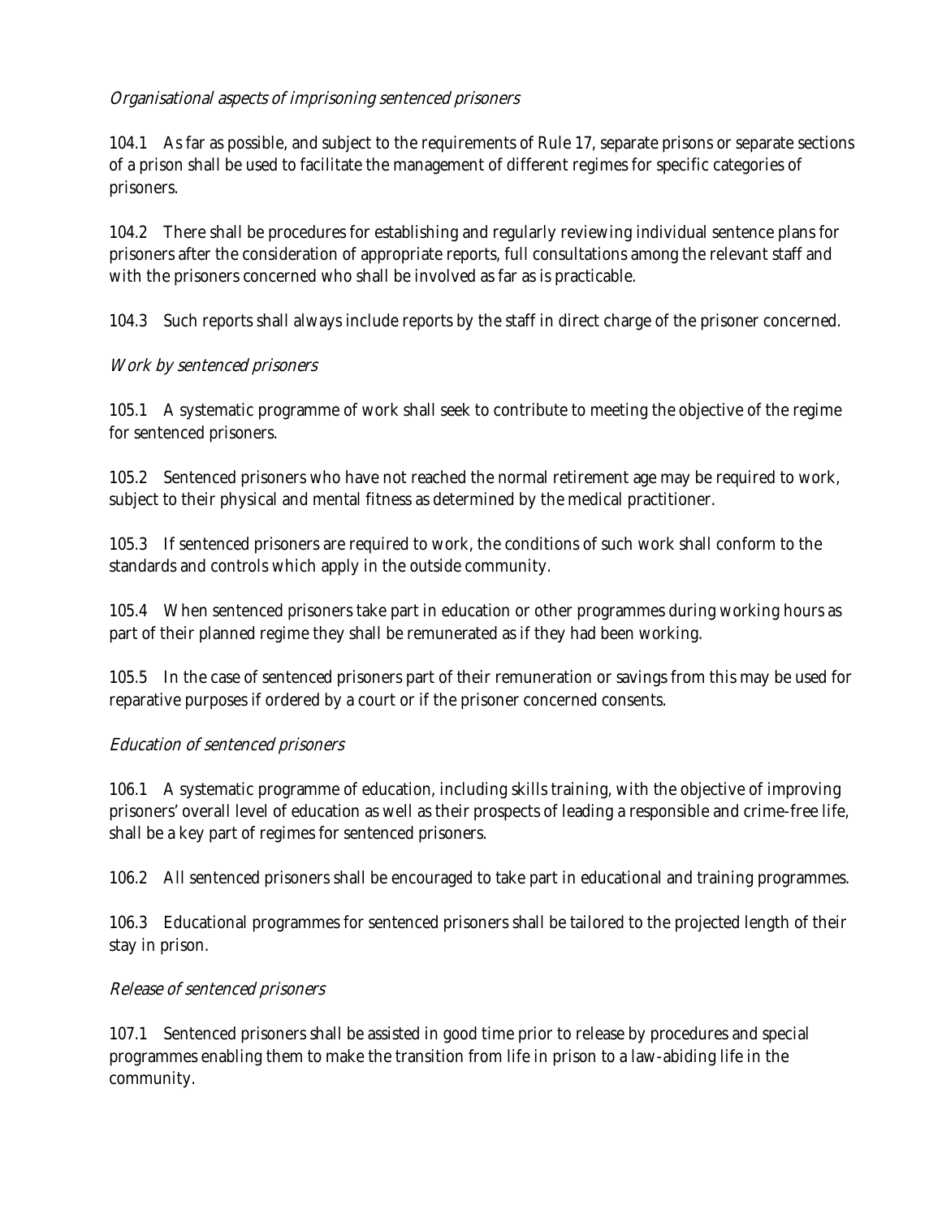*Organisational aspects of imprisoning sentenced prisoners*

104.1 As far as possible, and subject to the requirements of Rule 17, separate prisons or separate sections of a prison shall be used to facilitate the management of different regimes for specific categories of prisoners.

104.2 There shall be procedures for establishing and regularly reviewing individual sentence plans for prisoners after the consideration of appropriate reports, full consultations among the relevant staff and with the prisoners concerned who shall be involved as far as is practicable.

104.3 Such reports shall always include reports by the staff in direct charge of the prisoner concerned.

*Work by sentenced prisoners*

105.1 A systematic programme of work shall seek to contribute to meeting the objective of the regime for sentenced prisoners.

105.2 Sentenced prisoners who have not reached the normal retirement age may be required to work, subject to their physical and mental fitness as determined by the medical practitioner.

105.3 If sentenced prisoners are required to work, the conditions of such work shall conform to the standards and controls which apply in the outside community.

105.4 When sentenced prisoners take part in education or other programmes during working hours as part of their planned regime they shall be remunerated as if they had been working.

105.5 In the case of sentenced prisoners part of their remuneration or savings from this may be used for reparative purposes if ordered by a court or if the prisoner concerned consents.

*Education of sentenced prisoners*

106.1 A systematic programme of education, including skills training, with the objective of improving prisoners' overall level of education as well as their prospects of leading a responsible and crime-free life, shall be a key part of regimes for sentenced prisoners.

106.2 All sentenced prisoners shall be encouraged to take part in educational and training programmes.

106.3 Educational programmes for sentenced prisoners shall be tailored to the projected length of their stay in prison.

*Release of sentenced prisoners*

107.1 Sentenced prisoners shall be assisted in good time prior to release by procedures and special programmes enabling them to make the transition from life in prison to a law-abiding life in the community.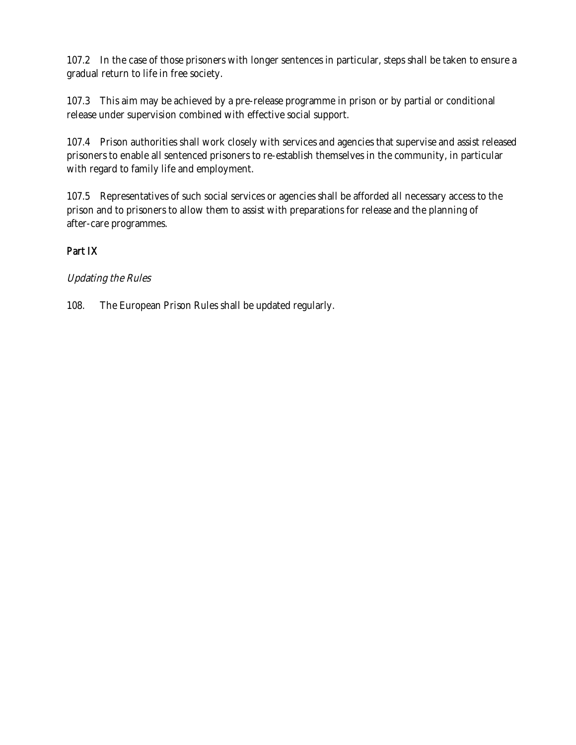107.2 In the case of those prisoners with longer sentences in particular, steps shall be taken to ensure a gradual return to life in free society.

107.3 This aim may be achieved by a pre-release programme in prison or by partial or conditional release under supervision combined with effective social support.

107.4 Prison authorities shall work closely with services and agencies that supervise and assist released prisoners to enable all sentenced prisoners to re-establish themselves in the community, in particular with regard to family life and employment.

107.5 Representatives of such social services or agencies shall be afforded all necessary access to the prison and to prisoners to allow them to assist with preparations for release and the planning of after-care programmes.

## Part IX

*Updating the Rules*

108. The European Prison Rules shall be updated regularly.